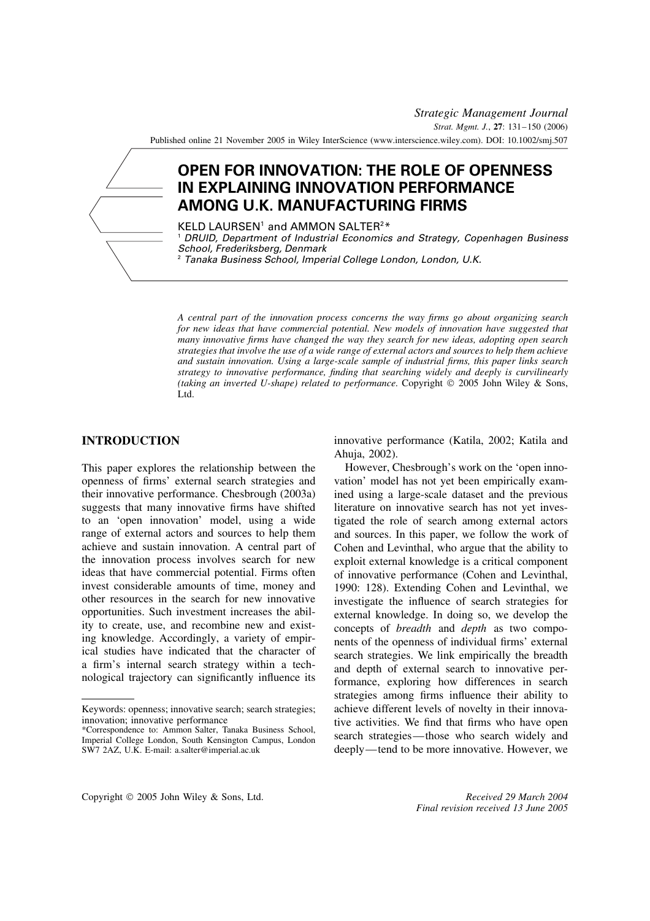# OPEN FOR INNOVATION: THE ROLE OF OPENNESS IN EXPLAINING INNOVATION PERFORMANCE AMONG U.K. MANUFACTURING FIRMS

KELD LAURSEN[1] and AMMON SALTER[2]*

[1] *DRUID, Department of Industrial Economics and Strategy, Copenhagen Business School, Frederiksberg, Denmark*

[2] *Tanaka Business School, Imperial College London, London, U.K.*

*A central part of the innovation process concerns the way firms go about organizing search for new ideas that have commercial potential. New models of innovation have suggested that many innovative firms have changed the way they search for new ideas, adopting open search strategies that involve the use of a wide range of external actors and sources to help them achieve and sustain innovation. Using a large-scale sample of industrial firms, this paper links search strategy to innovative performance, finding that searching widely and deeply is curvilinearly (taking an inverted U-shape) related to performance.* Copyright © 2005 John Wiley & Sons, Ltd.

## INTRODUCTION

This paper explores the relationship between the openness of firms' external search strategies and their innovative performance. Chesbrough (2003a) suggests that many innovative firms have shifted to an 'open innovation' model, using a wide range of external actors and sources to help them achieve and sustain innovation. A central part of the innovation process involves search for new ideas that have commercial potential. Firms often invest considerable amounts of time, money and other resources in the search for new innovative opportunities. Such investment increases the ability to create, use, and recombine new and existing knowledge. Accordingly, a variety of empirical studies have indicated that the character of a firm's internal search strategy within a technological trajectory can significantly influence its innovative performance (Katila, 2002; Katila and Ahuja, 2002).

However, Chesbrough's work on the 'open innovation' model has not yet been empirically examined using a large-scale dataset and the previous literature on innovative search has not yet investigated the role of search among external actors and sources. In this paper, we follow the work of Cohen and Levinthal, who argue that the ability to exploit external knowledge is a critical component of innovative performance (Cohen and Levinthal, 1990: 128). Extending Cohen and Levinthal, we investigate the influence of search strategies for external knowledge. In doing so, we develop the concepts of *breadth* and *depth* as two components of the openness of individual firms' external search strategies. We link empirically the breadth and depth of external search to innovative performance, exploring how differences in search strategies among firms influence their ability to achieve different levels of novelty in their innovative activities. We find that firms who have open search strategies—those who search widely and deeply—tend to be more innovative. However, we

Keywords: openness; innovative search; search strategies; innovation; innovative performance

*Correspondence to: Ammon Salter, Tanaka Business School, Imperial College London, South Kensington Campus, London SW7 2AZ, U.K. E-mail: a.salter@imperial.ac.uk

Copyright © 2005 John Wiley & Sons, Ltd.

*Received 29 March 2004*
*Final revision received 13 June 2005*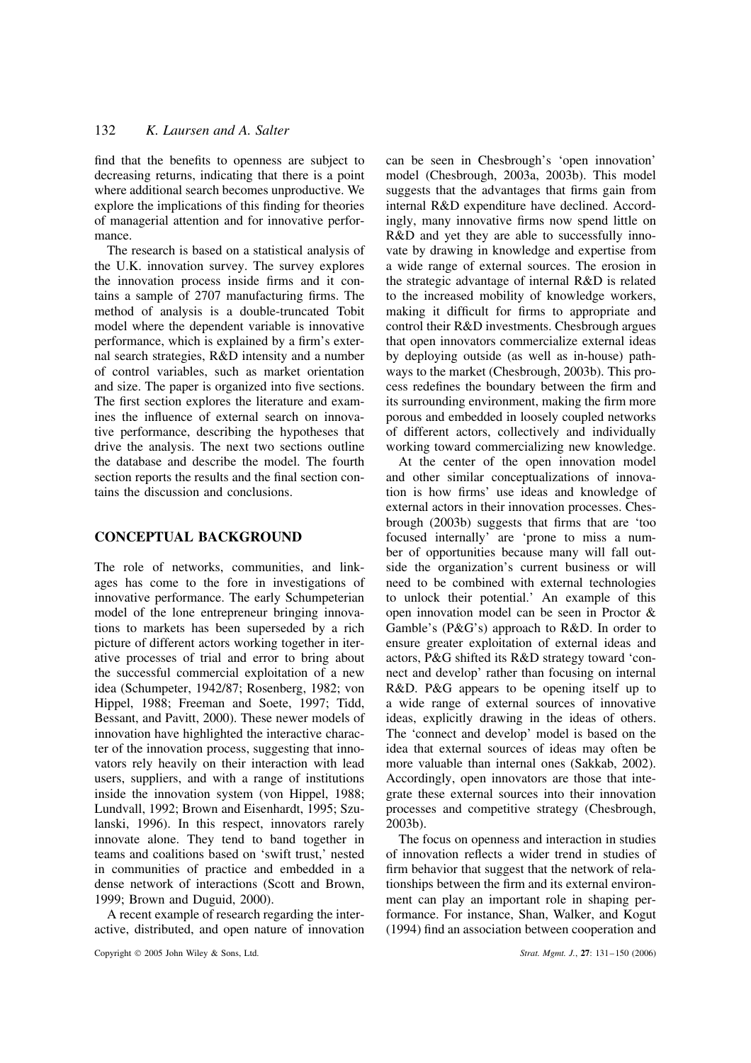find that the benefits to openness are subject to decreasing returns, indicating that there is a point where additional search becomes unproductive. We explore the implications of this finding for theories of managerial attention and for innovative performance.

The research is based on a statistical analysis of the U.K. innovation survey. The survey explores the innovation process inside firms and it contains a sample of 2707 manufacturing firms. The method of analysis is a double-truncated Tobit model where the dependent variable is innovative performance, which is explained by a firm's external search strategies, R&D intensity and a number of control variables, such as market orientation and size. The paper is organized into five sections. The first section explores the literature and examines the influence of external search on innovative performance, describing the hypotheses that drive the analysis. The next two sections outline the database and describe the model. The fourth section reports the results and the final section contains the discussion and conclusions.

## CONCEPTUAL BACKGROUND

The role of networks, communities, and linkages has come to the fore in investigations of innovative performance. The early Schumpeterian model of the lone entrepreneur bringing innovations to markets has been superseded by a rich picture of different actors working together in iterative processes of trial and error to bring about the successful commercial exploitation of a new idea (Schumpeter, 1942/87; Rosenberg, 1982; von Hippel, 1988; Freeman and Soete, 1997; Tidd, Bessant, and Pavitt, 2000). These newer models of innovation have highlighted the interactive character of the innovation process, suggesting that innovators rely heavily on their interaction with lead users, suppliers, and with a range of institutions inside the innovation system (von Hippel, 1988; Lundvall, 1992; Brown and Eisenhardt, 1995; Szulanski, 1996). In this respect, innovators rarely innovate alone. They tend to band together in teams and coalitions based on 'swift trust,' nested in communities of practice and embedded in a dense network of interactions (Scott and Brown, 1999; Brown and Duguid, 2000).

A recent example of research regarding the interactive, distributed, and open nature of innovation can be seen in Chesbrough's 'open innovation' model (Chesbrough, 2003a, 2003b). This model suggests that the advantages that firms gain from internal R&D expenditure have declined. Accordingly, many innovative firms now spend little on R&D and yet they are able to successfully innovate by drawing in knowledge and expertise from a wide range of external sources. The erosion in the strategic advantage of internal R&D is related to the increased mobility of knowledge workers, making it difficult for firms to appropriate and control their R&D investments. Chesbrough argues that open innovators commercialize external ideas by deploying outside (as well as in-house) pathways to the market (Chesbrough, 2003b). This process redefines the boundary between the firm and its surrounding environment, making the firm more porous and embedded in loosely coupled networks of different actors, collectively and individually working toward commercializing new knowledge.

At the center of the open innovation model and other similar conceptualizations of innovation is how firms' use ideas and knowledge of external actors in their innovation processes. Chesbrough (2003b) suggests that firms that are 'too focused internally' are 'prone to miss a number of opportunities because many will fall outside the organization's current business or will need to be combined with external technologies to unlock their potential.' An example of this open innovation model can be seen in Proctor & Gamble's (P&G's) approach to R&D. In order to ensure greater exploitation of external ideas and actors, P&G shifted its R&D strategy toward 'connect and develop' rather than focusing on internal R&D. P&G appears to be opening itself up to a wide range of external sources of innovative ideas, explicitly drawing in the ideas of others. The 'connect and develop' model is based on the idea that external sources of ideas may often be more valuable than internal ones (Sakkab, 2002). Accordingly, open innovators are those that integrate these external sources into their innovation processes and competitive strategy (Chesbrough, 2003b).

The focus on openness and interaction in studies of innovation reflects a wider trend in studies of firm behavior that suggest that the network of relationships between the firm and its external environment can play an important role in shaping performance. For instance, Shan, Walker, and Kogut (1994) find an association between cooperation and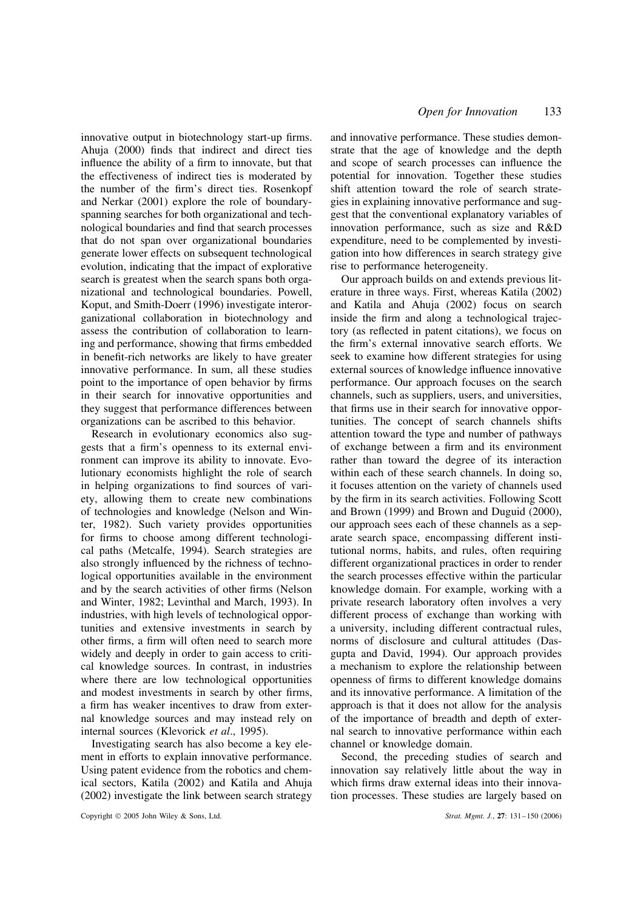innovative output in biotechnology start-up firms. Ahuja (2000) finds that indirect and direct ties influence the ability of a firm to innovate, but that the effectiveness of indirect ties is moderated by the number of the firm's direct ties. Rosenkopf and Nerkar (2001) explore the role of boundary-spanning searches for both organizational and technological boundaries and find that search processes that do not span over organizational boundaries generate lower effects on subsequent technological evolution, indicating that the impact of explorative search is greatest when the search spans both organizational and technological boundaries. Powell, Koput, and Smith-Doerr (1996) investigate interorganizational collaboration in biotechnology and assess the contribution of collaboration to learning and performance, showing that firms embedded in benefit-rich networks are likely to have greater innovative performance. In sum, all these studies point to the importance of open behavior by firms in their search for innovative opportunities and they suggest that performance differences between organizations can be ascribed to this behavior.

Research in evolutionary economics also suggests that a firm's openness to its external environment can improve its ability to innovate. Evolutionary economists highlight the role of search in helping organizations to find sources of variety, allowing them to create new combinations of technologies and knowledge (Nelson and Winter, 1982). Such variety provides opportunities for firms to choose among different technological paths (Metcalfe, 1994). Search strategies are also strongly influenced by the richness of technological opportunities available in the environment and by the search activities of other firms (Nelson and Winter, 1982; Levinthal and March, 1993). In industries, with high levels of technological opportunities and extensive investments in search by other firms, a firm will often need to search more widely and deeply in order to gain access to critical knowledge sources. In contrast, in industries where there are low technological opportunities and modest investments in search by other firms, a firm has weaker incentives to draw from external knowledge sources and may instead rely on internal sources (Klevorick *et al*., 1995).

Investigating search has also become a key element in efforts to explain innovative performance. Using patent evidence from the robotics and chemical sectors, Katila (2002) and Katila and Ahuja (2002) investigate the link between search strategy and innovative performance. These studies demonstrate that the age of knowledge and the depth and scope of search processes can influence the potential for innovation. Together these studies shift attention toward the role of search strategies in explaining innovative performance and suggest that the conventional explanatory variables of innovation performance, such as size and R&D expenditure, need to be complemented by investigation into how differences in search strategy give rise to performance heterogeneity.

Our approach builds on and extends previous literature in three ways. First, whereas Katila (2002) and Katila and Ahuja (2002) focus on search inside the firm and along a technological trajectory (as reflected in patent citations), we focus on the firm's external innovative search efforts. We seek to examine how different strategies for using external sources of knowledge influence innovative performance. Our approach focuses on the search channels, such as suppliers, users, and universities, that firms use in their search for innovative opportunities. The concept of search channels shifts attention toward the type and number of pathways of exchange between a firm and its environment rather than toward the degree of its interaction within each of these search channels. In doing so, it focuses attention on the variety of channels used by the firm in its search activities. Following Scott and Brown (1999) and Brown and Duguid (2000), our approach sees each of these channels as a separate search space, encompassing different institutional norms, habits, and rules, often requiring different organizational practices in order to render the search processes effective within the particular knowledge domain. For example, working with a private research laboratory often involves a very different process of exchange than working with a university, including different contractual rules, norms of disclosure and cultural attitudes (Dasgupta and David, 1994). Our approach provides a mechanism to explore the relationship between openness of firms to different knowledge domains and its innovative performance. A limitation of the approach is that it does not allow for the analysis of the importance of breadth and depth of external search to innovative performance within each channel or knowledge domain.

Second, the preceding studies of search and innovation say relatively little about the way in which firms draw external ideas into their innovation processes. These studies are largely based on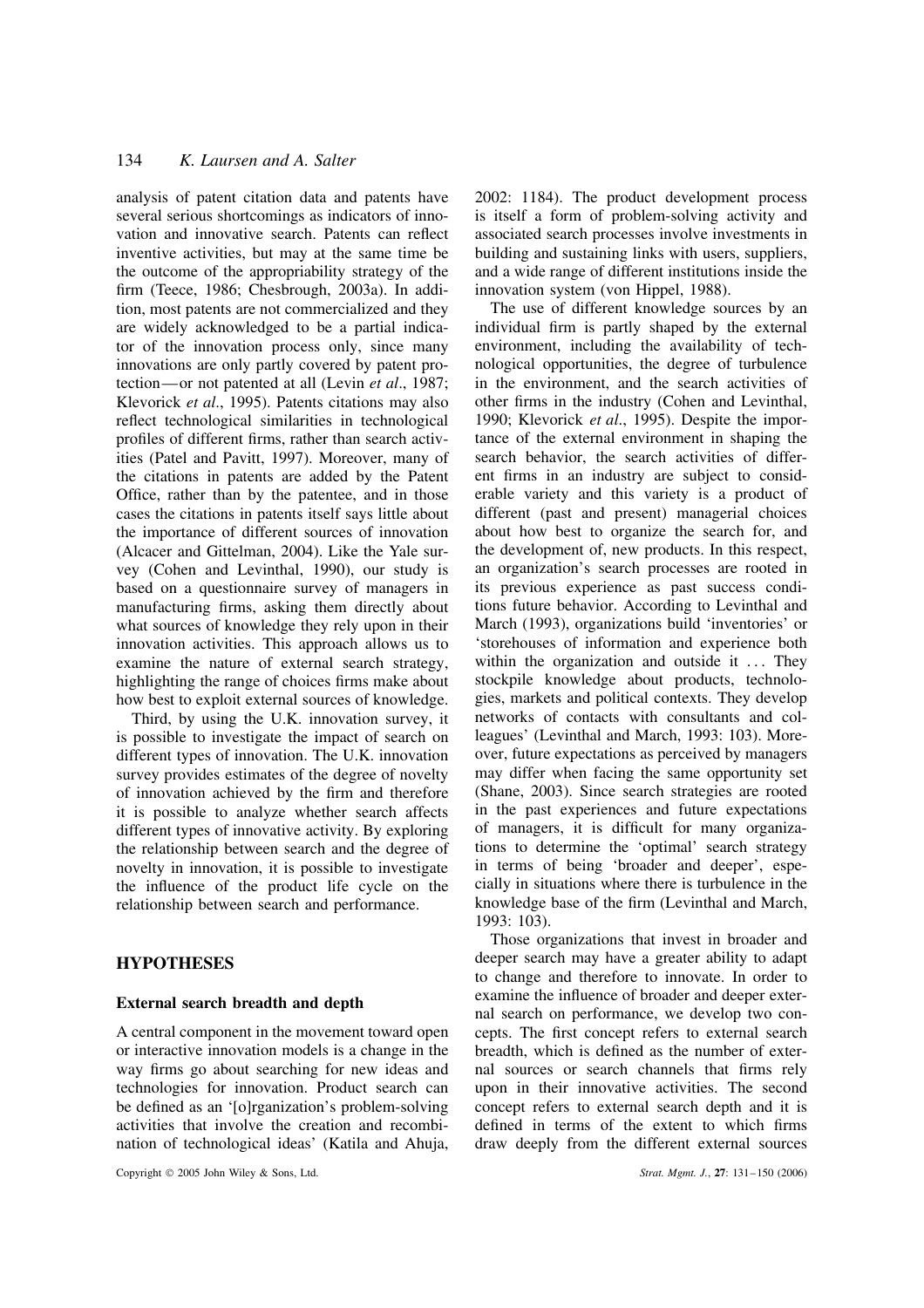analysis of patent citation data and patents have several serious shortcomings as indicators of innovation and innovative search. Patents can reflect inventive activities, but may at the same time be the outcome of the appropriability strategy of the firm (Teece, 1986; Chesbrough, 2003a). In addition, most patents are not commercialized and they are widely acknowledged to be a partial indicator of the innovation process only, since many innovations are only partly covered by patent protection—or not patented at all (Levin *et al*., 1987; Klevorick *et al*., 1995). Patents citations may also reflect technological similarities in technological profiles of different firms, rather than search activities (Patel and Pavitt, 1997). Moreover, many of the citations in patents are added by the Patent Office, rather than by the patentee, and in those cases the citations in patents itself says little about the importance of different sources of innovation (Alcacer and Gittelman, 2004). Like the Yale survey (Cohen and Levinthal, 1990), our study is based on a questionnaire survey of managers in manufacturing firms, asking them directly about what sources of knowledge they rely upon in their innovation activities. This approach allows us to examine the nature of external search strategy, highlighting the range of choices firms make about how best to exploit external sources of knowledge.

Third, by using the U.K. innovation survey, it is possible to investigate the impact of search on different types of innovation. The U.K. innovation survey provides estimates of the degree of novelty of innovation achieved by the firm and therefore it is possible to analyze whether search affects different types of innovative activity. By exploring the relationship between search and the degree of novelty in innovation, it is possible to investigate the influence of the product life cycle on the relationship between search and performance.

## HYPOTHESES

### External search breadth and depth

A central component in the movement toward open or interactive innovation models is a change in the way firms go about searching for new ideas and technologies for innovation. Product search can be defined as an '[o]rganization's problem-solving activities that involve the creation and recombination of technological ideas' (Katila and Ahuja, 2002: 1184). The product development process is itself a form of problem-solving activity and associated search processes involve investments in building and sustaining links with users, suppliers, and a wide range of different institutions inside the innovation system (von Hippel, 1988).

The use of different knowledge sources by an individual firm is partly shaped by the external environment, including the availability of technological opportunities, the degree of turbulence in the environment, and the search activities of other firms in the industry (Cohen and Levinthal, 1990; Klevorick *et al*., 1995). Despite the importance of the external environment in shaping the search behavior, the search activities of different firms in an industry are subject to considerable variety and this variety is a product of different (past and present) managerial choices about how best to organize the search for, and the development of, new products. In this respect, an organization's search processes are rooted in its previous experience as past success conditions future behavior. According to Levinthal and March (1993), organizations build 'inventories' or 'storehouses of information and experience both within the organization and outside it ... They stockpile knowledge about products, technologies, markets and political contexts. They develop networks of contacts with consultants and colleagues' (Levinthal and March, 1993: 103). Moreover, future expectations as perceived by managers may differ when facing the same opportunity set (Shane, 2003). Since search strategies are rooted in the past experiences and future expectations of managers, it is difficult for many organizations to determine the 'optimal' search strategy in terms of being 'broader and deeper', especially in situations where there is turbulence in the knowledge base of the firm (Levinthal and March, 1993: 103).

Those organizations that invest in broader and deeper search may have a greater ability to adapt to change and therefore to innovate. In order to examine the influence of broader and deeper external search on performance, we develop two concepts. The first concept refers to external search breadth, which is defined as the number of external sources or search channels that firms rely upon in their innovative activities. The second concept refers to external search depth and it is defined in terms of the extent to which firms draw deeply from the different external sources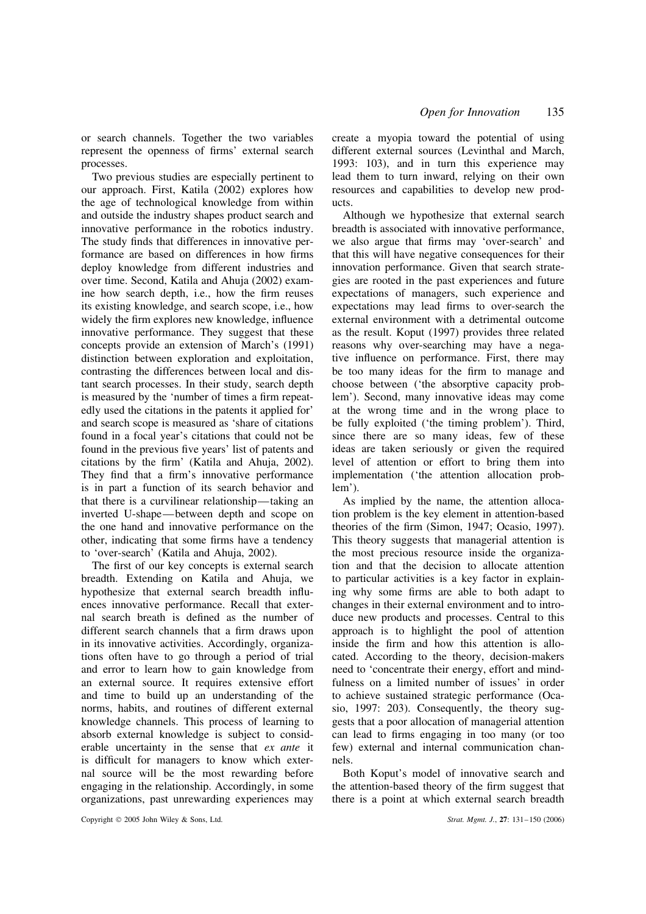or search channels. Together the two variables represent the openness of firms' external search processes.

Two previous studies are especially pertinent to our approach. First, Katila (2002) explores how the age of technological knowledge from within and outside the industry shapes product search and innovative performance in the robotics industry. The study finds that differences in innovative performance are based on differences in how firms deploy knowledge from different industries and over time. Second, Katila and Ahuja (2002) examine how search depth, i.e., how the firm reuses its existing knowledge, and search scope, i.e., how widely the firm explores new knowledge, influence innovative performance. They suggest that these concepts provide an extension of March's (1991) distinction between exploration and exploitation, contrasting the differences between local and distant search processes. In their study, search depth is measured by the 'number of times a firm repeatedly used the citations in the patents it applied for' and search scope is measured as 'share of citations found in a focal year's citations that could not be found in the previous five years' list of patents and citations by the firm' (Katila and Ahuja, 2002). They find that a firm's innovative performance is in part a function of its search behavior and that there is a curvilinear relationship—taking an inverted U-shape—between depth and scope on the one hand and innovative performance on the other, indicating that some firms have a tendency to 'over-search' (Katila and Ahuja, 2002).

The first of our key concepts is external search breadth. Extending on Katila and Ahuja, we hypothesize that external search breadth influences innovative performance. Recall that external search breath is defined as the number of different search channels that a firm draws upon in its innovative activities. Accordingly, organizations often have to go through a period of trial and error to learn how to gain knowledge from an external source. It requires extensive effort and time to build up an understanding of the norms, habits, and routines of different external knowledge channels. This process of learning to absorb external knowledge is subject to considerable uncertainty in the sense that *ex ante* it is difficult for managers to know which external source will be the most rewarding before engaging in the relationship. Accordingly, in some organizations, past unrewarding experiences may create a myopia toward the potential of using different external sources (Levinthal and March, 1993: 103), and in turn this experience may lead them to turn inward, relying on their own resources and capabilities to develop new products.

Although we hypothesize that external search breadth is associated with innovative performance, we also argue that firms may 'over-search' and that this will have negative consequences for their innovation performance. Given that search strategies are rooted in the past experiences and future expectations of managers, such experience and expectations may lead firms to over-search the external environment with a detrimental outcome as the result. Koput (1997) provides three related reasons why over-searching may have a negative influence on performance. First, there may be too many ideas for the firm to manage and choose between ('the absorptive capacity problem'). Second, many innovative ideas may come at the wrong time and in the wrong place to be fully exploited ('the timing problem'). Third, since there are so many ideas, few of these ideas are taken seriously or given the required level of attention or effort to bring them into implementation ('the attention allocation problem').

As implied by the name, the attention allocation problem is the key element in attention-based theories of the firm (Simon, 1947; Ocasio, 1997). This theory suggests that managerial attention is the most precious resource inside the organization and that the decision to allocate attention to particular activities is a key factor in explaining why some firms are able to both adapt to changes in their external environment and to introduce new products and processes. Central to this approach is to highlight the pool of attention inside the firm and how this attention is allocated. According to the theory, decision-makers need to 'concentrate their energy, effort and mindfulness on a limited number of issues' in order to achieve sustained strategic performance (Ocasio, 1997: 203). Consequently, the theory suggests that a poor allocation of managerial attention can lead to firms engaging in too many (or too few) external and internal communication channels.

Both Koput's model of innovative search and the attention-based theory of the firm suggest that there is a point at which external search breadth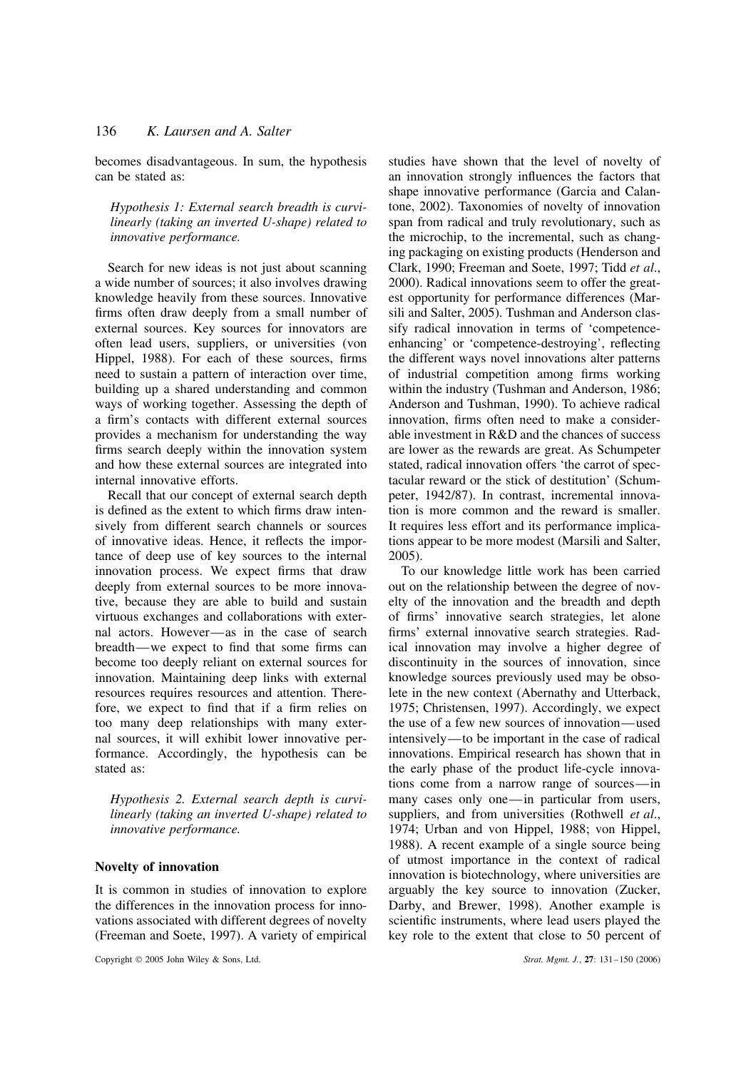becomes disadvantageous. In sum, the hypothesis can be stated as:

*Hypothesis 1: External search breadth is curvilinearly (taking an inverted U-shape) related to innovative performance.*

Search for new ideas is not just about scanning a wide number of sources; it also involves drawing knowledge heavily from these sources. Innovative firms often draw deeply from a small number of external sources. Key sources for innovators are often lead users, suppliers, or universities (von Hippel, 1988). For each of these sources, firms need to sustain a pattern of interaction over time, building up a shared understanding and common ways of working together. Assessing the depth of a firm's contacts with different external sources provides a mechanism for understanding the way firms search deeply within the innovation system and how these external sources are integrated into internal innovative efforts.

Recall that our concept of external search depth is defined as the extent to which firms draw intensively from different search channels or sources of innovative ideas. Hence, it reflects the importance of deep use of key sources to the internal innovation process. We expect firms that draw deeply from external sources to be more innovative, because they are able to build and sustain virtuous exchanges and collaborations with external actors. However—as in the case of search breadth—we expect to find that some firms can become too deeply reliant on external sources for innovation. Maintaining deep links with external resources requires resources and attention. Therefore, we expect to find that if a firm relies on too many deep relationships with many external sources, it will exhibit lower innovative performance. Accordingly, the hypothesis can be stated as:

*Hypothesis 2. External search depth is curvilinearly (taking an inverted U-shape) related to innovative performance.*

### Novelty of innovation

It is common in studies of innovation to explore the differences in the innovation process for innovations associated with different degrees of novelty (Freeman and Soete, 1997). A variety of empirical studies have shown that the level of novelty of an innovation strongly influences the factors that shape innovative performance (Garcia and Calantone, 2002). Taxonomies of novelty of innovation span from radical and truly revolutionary, such as the microchip, to the incremental, such as changing packaging on existing products (Henderson and Clark, 1990; Freeman and Soete, 1997; Tidd *et al*., 2000). Radical innovations seem to offer the greatest opportunity for performance differences (Marsili and Salter, 2005). Tushman and Anderson classify radical innovation in terms of 'competence-enhancing' or 'competence-destroying', reflecting the different ways novel innovations alter patterns of industrial competition among firms working within the industry (Tushman and Anderson, 1986; Anderson and Tushman, 1990). To achieve radical innovation, firms often need to make a considerable investment in R&D and the chances of success are lower as the rewards are great. As Schumpeter stated, radical innovation offers 'the carrot of spectacular reward or the stick of destitution' (Schumpeter, 1942/87). In contrast, incremental innovation is more common and the reward is smaller. It requires less effort and its performance implications appear to be more modest (Marsili and Salter, 2005).

To our knowledge little work has been carried out on the relationship between the degree of novelty of the innovation and the breadth and depth of firms' innovative search strategies, let alone firms' external innovative search strategies. Radical innovation may involve a higher degree of discontinuity in the sources of innovation, since knowledge sources previously used may be obsolete in the new context (Abernathy and Utterback, 1975; Christensen, 1997). Accordingly, we expect the use of a few new sources of innovation—used intensively—to be important in the case of radical innovations. Empirical research has shown that in the early phase of the product life-cycle innovations come from a narrow range of sources—in many cases only one—in particular from users, suppliers, and from universities (Rothwell *et al*., 1974; Urban and von Hippel, 1988; von Hippel, 1988). A recent example of a single source being of utmost importance in the context of radical innovation is biotechnology, where universities are arguably the key source to innovation (Zucker, Darby, and Brewer, 1998). Another example is scientific instruments, where lead users played the key role to the extent that close to 50 percent of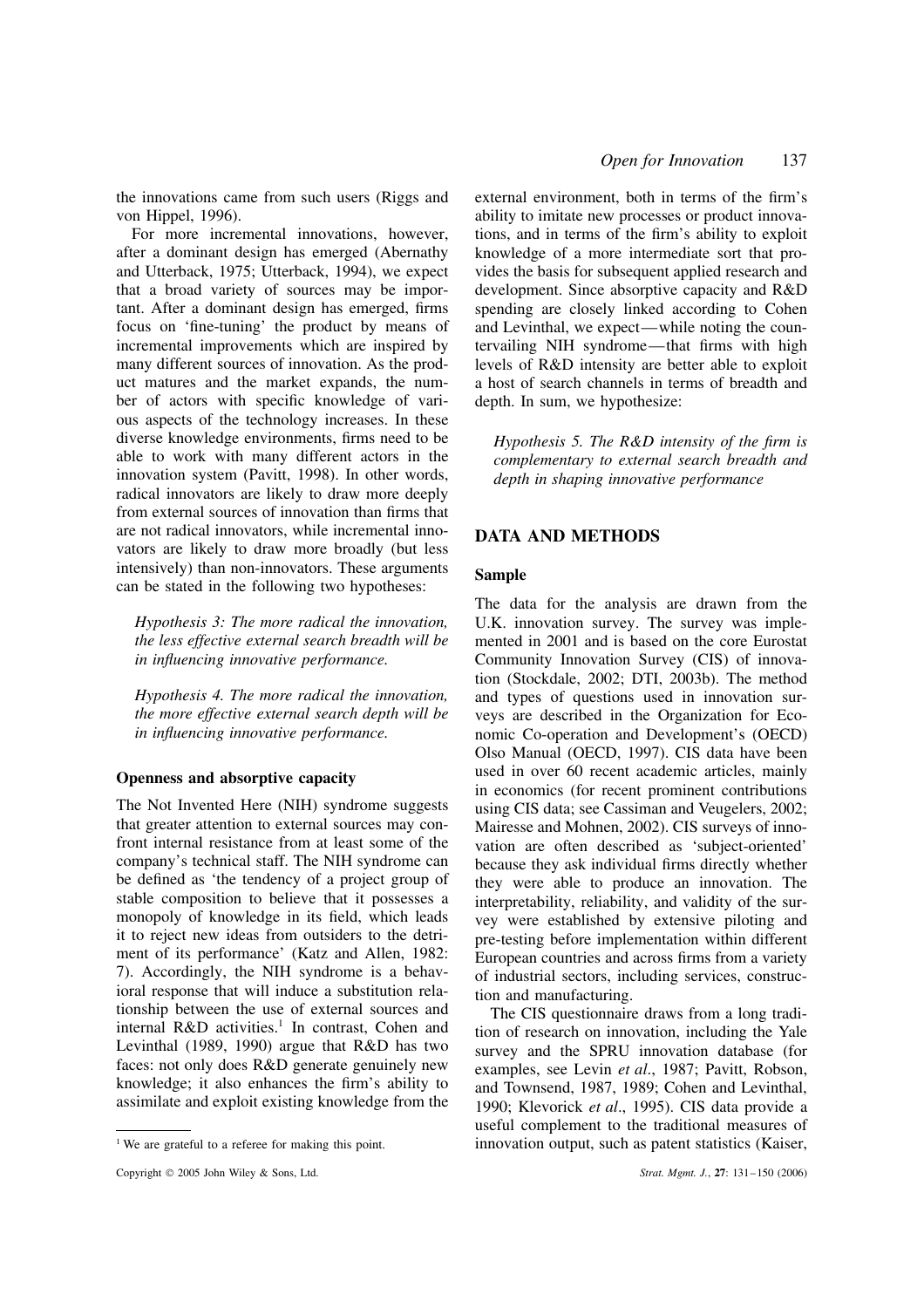the innovations came from such users (Riggs and von Hippel, 1996).

For more incremental innovations, however, after a dominant design has emerged (Abernathy and Utterback, 1975; Utterback, 1994), we expect that a broad variety of sources may be important. After a dominant design has emerged, firms focus on 'fine-tuning' the product by means of incremental improvements which are inspired by many different sources of innovation. As the product matures and the market expands, the number of actors with specific knowledge of various aspects of the technology increases. In these diverse knowledge environments, firms need to be able to work with many different actors in the innovation system (Pavitt, 1998). In other words, radical innovators are likely to draw more deeply from external sources of innovation than firms that are not radical innovators, while incremental innovators are likely to draw more broadly (but less intensively) than non-innovators. These arguments can be stated in the following two hypotheses:

*Hypothesis 3: The more radical the innovation, the less effective external search breadth will be in influencing innovative performance.*

*Hypothesis 4. The more radical the innovation, the more effective external search depth will be in influencing innovative performance.*

### Openness and absorptive capacity

The Not Invented Here (NIH) syndrome suggests that greater attention to external sources may confront internal resistance from at least some of the company's technical staff. The NIH syndrome can be defined as 'the tendency of a project group of stable composition to believe that it possesses a monopoly of knowledge in its field, which leads it to reject new ideas from outsiders to the detriment of its performance' (Katz and Allen, 1982: 7). Accordingly, the NIH syndrome is a behavioral response that will induce a substitution relationship between the use of external sources and internal R&D activities.[1] In contrast, Cohen and Levinthal (1989, 1990) argue that R&D has two faces: not only does R&D generate genuinely new knowledge; it also enhances the firm's ability to assimilate and exploit existing knowledge from the external environment, both in terms of the firm's ability to imitate new processes or product innovations, and in terms of the firm's ability to exploit knowledge of a more intermediate sort that provides the basis for subsequent applied research and development. Since absorptive capacity and R&D spending are closely linked according to Cohen and Levinthal, we expect—while noting the countervailing NIH syndrome—that firms with high levels of R&D intensity are better able to exploit a host of search channels in terms of breadth and depth. In sum, we hypothesize:

*Hypothesis 5. The R&D intensity of the firm is complementary to external search breadth and depth in shaping innovative performance*

## DATA AND METHODS

### Sample

The data for the analysis are drawn from the U.K. innovation survey. The survey was implemented in 2001 and is based on the core Eurostat Community Innovation Survey (CIS) of innovation (Stockdale, 2002; DTI, 2003b). The method and types of questions used in innovation surveys are described in the Organization for Economic Co-operation and Development's (OECD) Olso Manual (OECD, 1997). CIS data have been used in over 60 recent academic articles, mainly in economics (for recent prominent contributions using CIS data; see Cassiman and Veugelers, 2002; Mairesse and Mohnen, 2002). CIS surveys of innovation are often described as 'subject-oriented' because they ask individual firms directly whether they were able to produce an innovation. The interpretability, reliability, and validity of the survey were established by extensive piloting and pre-testing before implementation within different European countries and across firms from a variety of industrial sectors, including services, construction and manufacturing.

The CIS questionnaire draws from a long tradition of research on innovation, including the Yale survey and the SPRU innovation database (for examples, see Levin *et al*., 1987; Pavitt, Robson, and Townsend, 1987, 1989; Cohen and Levinthal, 1990; Klevorick *et al*., 1995). CIS data provide a useful complement to the traditional measures of innovation output, such as patent statistics (Kaiser,

[1] We are grateful to a referee for making this point.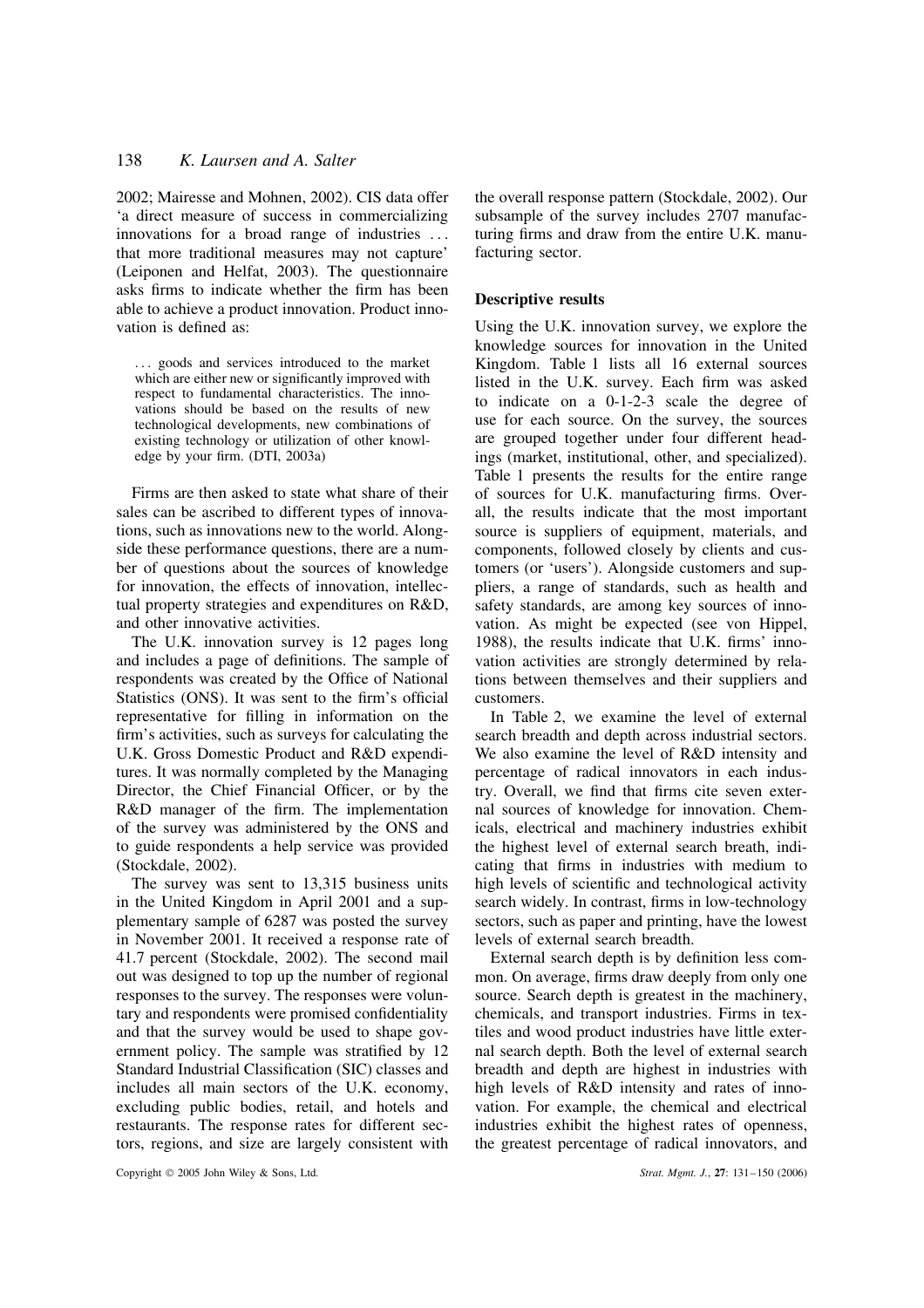2002; Mairesse and Mohnen, 2002). CIS data offer 'a direct measure of success in commercializing innovations for a broad range of industries ... that more traditional measures may not capture' (Leiponen and Helfat, 2003). The questionnaire asks firms to indicate whether the firm has been able to achieve a product innovation. Product innovation is defined as:

> ... goods and services introduced to the market which are either new or significantly improved with respect to fundamental characteristics. The innovations should be based on the results of new technological developments, new combinations of existing technology or utilization of other knowledge by your firm. (DTI, 2003a)

Firms are then asked to state what share of their sales can be ascribed to different types of innovations, such as innovations new to the world. Alongside these performance questions, there are a number of questions about the sources of knowledge for innovation, the effects of innovation, intellectual property strategies and expenditures on R&D, and other innovative activities.

The U.K. innovation survey is 12 pages long and includes a page of definitions. The sample of respondents was created by the Office of National Statistics (ONS). It was sent to the firm's official representative for filling in information on the firm's activities, such as surveys for calculating the U.K. Gross Domestic Product and R&D expenditures. It was normally completed by the Managing Director, the Chief Financial Officer, or by the R&D manager of the firm. The implementation of the survey was administered by the ONS and to guide respondents a help service was provided (Stockdale, 2002).

The survey was sent to 13,315 business units in the United Kingdom in April 2001 and a supplementary sample of 6287 was posted the survey in November 2001. It received a response rate of 41.7 percent (Stockdale, 2002). The second mail out was designed to top up the number of regional responses to the survey. The responses were voluntary and respondents were promised confidentiality and that the survey would be used to shape government policy. The sample was stratified by 12 Standard Industrial Classification (SIC) classes and includes all main sectors of the U.K. economy, excluding public bodies, retail, and hotels and restaurants. The response rates for different sectors, regions, and size are largely consistent with the overall response pattern (Stockdale, 2002). Our subsample of the survey includes 2707 manufacturing firms and draw from the entire U.K. manufacturing sector.

## Descriptive results

Using the U.K. innovation survey, we explore the knowledge sources for innovation in the United Kingdom. Table 1 lists all 16 external sources listed in the U.K. survey. Each firm was asked to indicate on a 0-1-2-3 scale the degree of use for each source. On the survey, the sources are grouped together under four different headings (market, institutional, other, and specialized). Table 1 presents the results for the entire range of sources for U.K. manufacturing firms. Overall, the results indicate that the most important source is suppliers of equipment, materials, and components, followed closely by clients and customers (or 'users'). Alongside customers and suppliers, a range of standards, such as health and safety standards, are among key sources of innovation. As might be expected (see von Hippel, 1988), the results indicate that U.K. firms' innovation activities are strongly determined by relations between themselves and their suppliers and customers.

In Table 2, we examine the level of external search breadth and depth across industrial sectors. We also examine the level of R&D intensity and percentage of radical innovators in each industry. Overall, we find that firms cite seven external sources of knowledge for innovation. Chemicals, electrical and machinery industries exhibit the highest level of external search breath, indicating that firms in industries with medium to high levels of scientific and technological activity search widely. In contrast, firms in low-technology sectors, such as paper and printing, have the lowest levels of external search breadth.

External search depth is by definition less common. On average, firms draw deeply from only one source. Search depth is greatest in the machinery, chemicals, and transport industries. Firms in textiles and wood product industries have little external search depth. Both the level of external search breadth and depth are highest in industries with high levels of R&D intensity and rates of innovation. For example, the chemical and electrical industries exhibit the highest rates of openness, the greatest percentage of radical innovators, and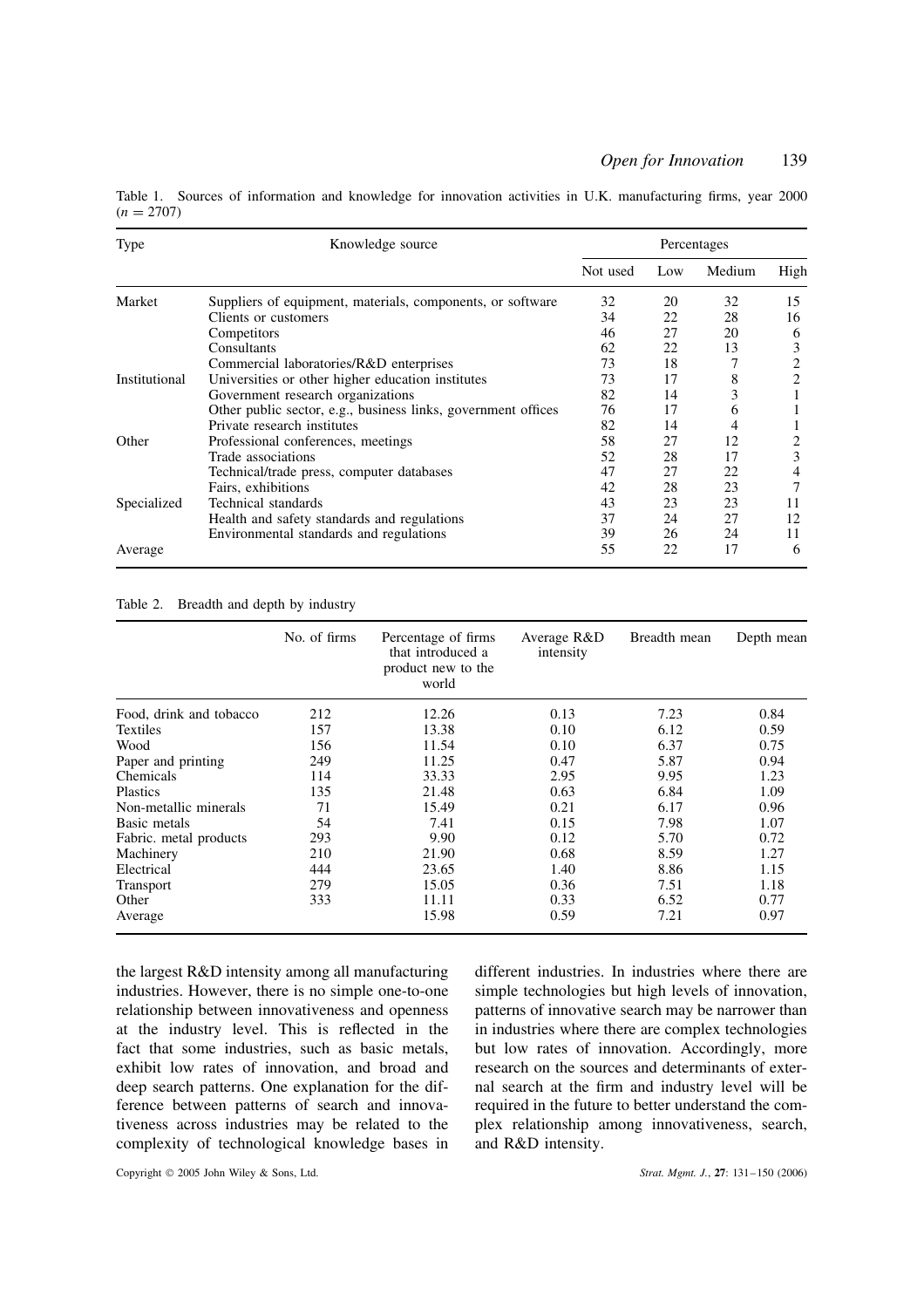Table 1. Sources of information and knowledge for innovation activities in U.K. manufacturing firms, year 2000 ($n = 2707$)

| Type | Knowledge source | Percentages | | | |
|---|---|---|---|---|---|
| | | Not used | Low | Medium | High |
| Market | Suppliers of equipment, materials, components, or software | 32 | 20 | 32 | 15 |
| | Clients or customers | 34 | 22 | 28 | 16 |
| | Competitors | 46 | 27 | 20 | 6 |
| | Consultants | 62 | 22 | 13 | 3 |
| | Commercial laboratories/R&D enterprises | 73 | 18 | 7 | 2 |
| Institutional | Universities or other higher education institutes | 73 | 17 | 8 | 2 |
| | Government research organizations | 82 | 14 | 3 | 1 |
| | Other public sector, e.g., business links, government offices | 76 | 17 | 6 | 1 |
| | Private research institutes | 82 | 14 | 4 | 1 |
| Other | Professional conferences, meetings | 58 | 27 | 12 | 2 |
| | Trade associations | 52 | 28 | 17 | 3 |
| | Technical/trade press, computer databases | 47 | 27 | 22 | 4 |
| | Fairs, exhibitions | 42 | 28 | 23 | 7 |
| Specialized | Technical standards | 43 | 23 | 23 | 11 |
| | Health and safety standards and regulations | 37 | 24 | 27 | 12 |
| | Environmental standards and regulations | 39 | 26 | 24 | 11 |
| Average | | 55 | 22 | 17 | 6 |

Table 2. Breadth and depth by industry

| | No. of firms | Percentage of firms that introduced a product new to the world | Average R&D intensity | Breadth mean | Depth mean |
|---|---|---|---|---|---|
| Food, drink and tobacco | 212 | 12.26 | 0.13 | 7.23 | 0.84 |
| Textiles | 157 | 13.38 | 0.10 | 6.12 | 0.59 |
| Wood | 156 | 11.54 | 0.10 | 6.37 | 0.75 |
| Paper and printing | 249 | 11.25 | 0.47 | 5.87 | 0.94 |
| Chemicals | 114 | 33.33 | 2.95 | 9.95 | 1.23 |
| Plastics | 135 | 21.48 | 0.63 | 6.84 | 1.09 |
| Non-metallic minerals | 71 | 15.49 | 0.21 | 6.17 | 0.96 |
| Basic metals | 54 | 7.41 | 0.15 | 7.98 | 1.07 |
| Fabric. metal products | 293 | 9.90 | 0.12 | 5.70 | 0.72 |
| Machinery | 210 | 21.90 | 0.68 | 8.59 | 1.27 |
| Electrical | 444 | 23.65 | 1.40 | 8.86 | 1.15 |
| Transport | 279 | 15.05 | 0.36 | 7.51 | 1.18 |
| Other | 333 | 11.11 | 0.33 | 6.52 | 0.77 |
| Average | | 15.98 | 0.59 | 7.21 | 0.97 |

the largest R&D intensity among all manufacturing industries. However, there is no simple one-to-one relationship between innovativeness and openness at the industry level. This is reflected in the fact that some industries, such as basic metals, exhibit low rates of innovation, and broad and deep search patterns. One explanation for the difference between patterns of search and innovativeness across industries may be related to the complexity of technological knowledge bases in different industries. In industries where there are simple technologies but high levels of innovation, patterns of innovative search may be narrower than in industries where there are complex technologies but low rates of innovation. Accordingly, more research on the sources and determinants of external search at the firm and industry level will be required in the future to better understand the complex relationship among innovativeness, search, and R&D intensity.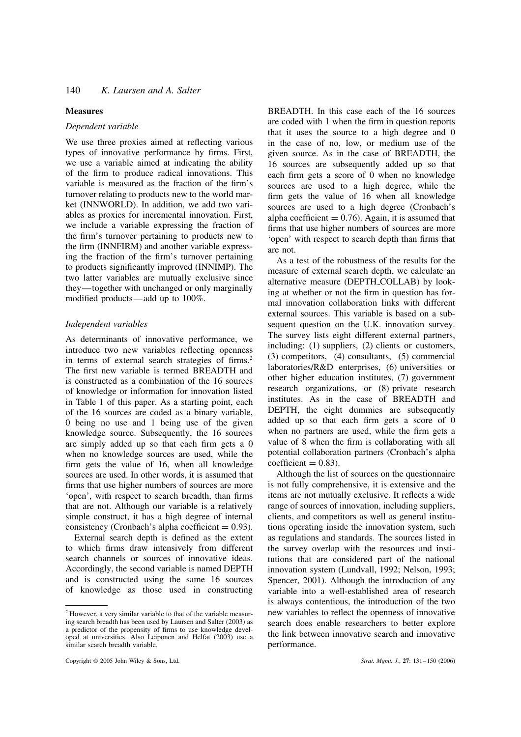### Measures

#### Dependent variable

We use three proxies aimed at reflecting various types of innovative performance by firms. First, we use a variable aimed at indicating the ability of the firm to produce radical innovations. This variable is measured as the fraction of the firm's turnover relating to products new to the world market (INNWORLD). In addition, we add two variables as proxies for incremental innovation. First, we include a variable expressing the fraction of the firm's turnover pertaining to products new to the firm (INNFIRM) and another variable expressing the fraction of the firm's turnover pertaining to products significantly improved (INNIMP). The two latter variables are mutually exclusive since they—together with unchanged or only marginally modified products—add up to 100%.

#### Independent variables

As determinants of innovative performance, we introduce two new variables reflecting openness in terms of external search strategies of firms.[2] The first new variable is termed BREADTH and is constructed as a combination of the 16 sources of knowledge or information for innovation listed in Table 1 of this paper. As a starting point, each of the 16 sources are coded as a binary variable, 0 being no use and 1 being use of the given knowledge source. Subsequently, the 16 sources are simply added up so that each firm gets a 0 when no knowledge sources are used, while the firm gets the value of 16, when all knowledge sources are used. In other words, it is assumed that firms that use higher numbers of sources are more 'open', with respect to search breadth, than firms that are not. Although our variable is a relatively simple construct, it has a high degree of internal consistency (Cronbach's alpha coefficient = 0.93).

External search depth is defined as the extent to which firms draw intensively from different search channels or sources of innovative ideas. Accordingly, the second variable is named DEPTH and is constructed using the same 16 sources of knowledge as those used in constructing BREADTH. In this case each of the 16 sources are coded with 1 when the firm in question reports that it uses the source to a high degree and 0 in the case of no, low, or medium use of the given source. As in the case of BREADTH, the 16 sources are subsequently added up so that each firm gets a score of 0 when no knowledge sources are used to a high degree, while the firm gets the value of 16 when all knowledge sources are used to a high degree (Cronbach's alpha coefficient = 0.76). Again, it is assumed that firms that use higher numbers of sources are more 'open' with respect to search depth than firms that are not.

As a test of the robustness of the results for the measure of external search depth, we calculate an alternative measure (DEPTH_COLLAB) by looking at whether or not the firm in question has formal innovation collaboration links with different external sources. This variable is based on a subsequent question on the U.K. innovation survey. The survey lists eight different external partners, including: (1) suppliers, (2) clients or customers, (3) competitors, (4) consultants, (5) commercial laboratories/R&D enterprises, (6) universities or other higher education institutes, (7) government research organizations, or (8) private research institutes. As in the case of BREADTH and DEPTH, the eight dummies are subsequently added up so that each firm gets a score of 0 when no partners are used, while the firm gets a value of 8 when the firm is collaborating with all potential collaboration partners (Cronbach's alpha coefficient = 0.83).

Although the list of sources on the questionnaire is not fully comprehensive, it is extensive and the items are not mutually exclusive. It reflects a wide range of sources of innovation, including suppliers, clients, and competitors as well as general institutions operating inside the innovation system, such as regulations and standards. The sources listed in the survey overlap with the resources and institutions that are considered part of the national innovation system (Lundvall, 1992; Nelson, 1993; Spencer, 2001). Although the introduction of any variable into a well-established area of research is always contentious, the introduction of the two new variables to reflect the openness of innovative search does enable researchers to better explore the link between innovative search and innovative performance.

[2] However, a very similar variable to that of the variable measuring search breadth has been used by Laursen and Salter (2003) as a predictor of the propensity of firms to use knowledge developed at universities. Also Leiponen and Helfat (2003) use a similar search breadth variable.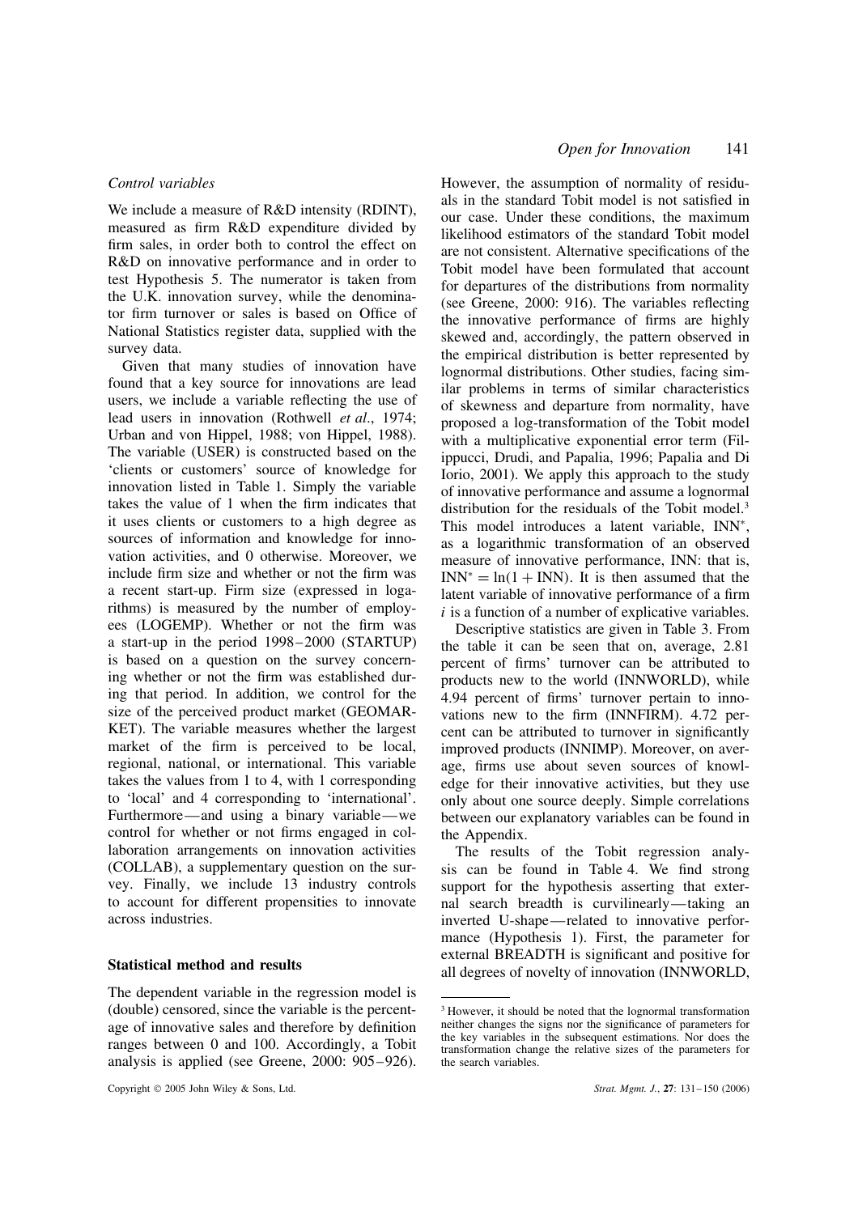### *Control variables*

We include a measure of R&D intensity (RDINT), measured as firm R&D expenditure divided by firm sales, in order both to control the effect on R&D on innovative performance and in order to test Hypothesis 5. The numerator is taken from the U.K. innovation survey, while the denominator firm turnover or sales is based on Office of National Statistics register data, supplied with the survey data.

Given that many studies of innovation have found that a key source for innovations are lead users, we include a variable reflecting the use of lead users in innovation (Rothwell *et al*., 1974; Urban and von Hippel, 1988; von Hippel, 1988). The variable (USER) is constructed based on the 'clients or customers' source of knowledge for innovation listed in Table 1. Simply the variable takes the value of 1 when the firm indicates that it uses clients or customers to a high degree as sources of information and knowledge for innovation activities, and 0 otherwise. Moreover, we include firm size and whether or not the firm was a recent start-up. Firm size (expressed in logarithms) is measured by the number of employees (LOGEMP). Whether or not the firm was a start-up in the period 1998–2000 (STARTUP) is based on a question on the survey concerning whether or not the firm was established during that period. In addition, we control for the size of the perceived product market (GEOMARKET). The variable measures whether the largest market of the firm is perceived to be local, regional, national, or international. This variable takes the values from 1 to 4, with 1 corresponding to 'local' and 4 corresponding to 'international'. Furthermore—and using a binary variable—we control for whether or not firms engaged in collaboration arrangements on innovation activities (COLLAB), a supplementary question on the survey. Finally, we include 13 industry controls to account for different propensities to innovate across industries.

## Statistical method and results

The dependent variable in the regression model is (double) censored, since the variable is the percentage of innovative sales and therefore by definition ranges between 0 and 100. Accordingly, a Tobit analysis is applied (see Greene, 2000: 905–926). However, the assumption of normality of residuals in the standard Tobit model is not satisfied in our case. Under these conditions, the maximum likelihood estimators of the standard Tobit model are not consistent. Alternative specifications of the Tobit model have been formulated that account for departures of the distributions from normality (see Greene, 2000: 916). The variables reflecting the innovative performance of firms are highly skewed and, accordingly, the pattern observed in the empirical distribution is better represented by lognormal distributions. Other studies, facing similar problems in terms of similar characteristics of skewness and departure from normality, have proposed a log-transformation of the Tobit model with a multiplicative exponential error term (Filippucci, Drudi, and Papalia, 1996; Papalia and Di Iorio, 2001). We apply this approach to the study of innovative performance and assume a lognormal distribution for the residuals of the Tobit model.[3] This model introduces a latent variable, $INN^*$, as a logarithmic transformation of an observed measure of innovative performance, INN: that is, $INN^* = \ln(1 + INN)$. It is then assumed that the latent variable of innovative performance of a firm $i$ is a function of a number of explicative variables.

Descriptive statistics are given in Table 3. From the table it can be seen that on, average, 2.81 percent of firms' turnover can be attributed to products new to the world (INNWORLD), while 4.94 percent of firms' turnover pertain to innovations new to the firm (INNFIRM). 4.72 percent can be attributed to turnover in significantly improved products (INNIMP). Moreover, on average, firms use about seven sources of knowledge for their innovative activities, but they use only about one source deeply. Simple correlations between our explanatory variables can be found in the Appendix.

The results of the Tobit regression analysis can be found in Table 4. We find strong support for the hypothesis asserting that external search breadth is curvilinearly—taking an inverted U-shape—related to innovative performance (Hypothesis 1). First, the parameter for external BREADTH is significant and positive for all degrees of novelty of innovation (INNWORLD,

[3] However, it should be noted that the lognormal transformation neither changes the signs nor the significance of parameters for the key variables in the subsequent estimations. Nor does the transformation change the relative sizes of the parameters for the search variables.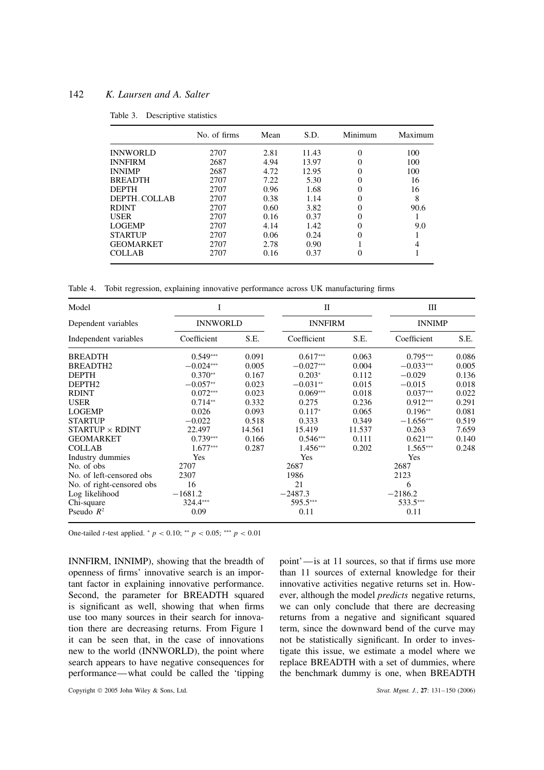Table 3. Descriptive statistics

| | No. of firms | Mean | S.D. | Minimum | Maximum |
|---|---|---|---|---|---|
| INNWORLD | 2707 | 2.81 | 11.43 | 0 | 100 |
| INNFIRM | 2687 | 4.94 | 13.97 | 0 | 100 |
| INNIMP | 2687 | 4.72 | 12.95 | 0 | 100 |
| BREADTH | 2707 | 7.22 | 5.30 | 0 | 16 |
| DEPTH | 2707 | 0.96 | 1.68 | 0 | 16 |
| DEPTH_COLLAB | 2707 | 0.38 | 1.14 | 0 | 8 |
| RDINT | 2707 | 0.60 | 3.82 | 0 | 90.6 |
| USER | 2707 | 0.16 | 0.37 | 0 | 1 |
| LOGEMP | 2707 | 4.14 | 1.42 | 0 | 9.0 |
| STARTUP | 2707 | 0.06 | 0.24 | 0 | 1 |
| GEOMARKET | 2707 | 2.78 | 0.90 | 1 | 4 |
| COLLAB | 2707 | 0.16 | 0.37 | 0 | 1 |

Table 4. Tobit regression, explaining innovative performance across UK manufacturing firms

| Model | I | | II | | III | |
|---|---|---|---|---|---|---|
| Dependent variables | INNWORLD | | INNFIRM | | INNIMP | |
| Independent variables | Coefficient | S.E. | Coefficient | S.E. | Coefficient | S.E. |
| BREADTH | 0.549*** | 0.091 | 0.617*** | 0.063 | 0.795*** | 0.086 |
| BREADTH2 | −0.024*** | 0.005 | −0.027*** | 0.004 | −0.033*** | 0.005 |
| DEPTH | 0.370** | 0.167 | 0.203* | 0.112 | −0.029 | 0.136 |
| DEPTH2 | −0.057** | 0.023 | −0.031** | 0.015 | −0.015 | 0.018 |
| RDINT | 0.072*** | 0.023 | 0.069*** | 0.018 | 0.037*** | 0.022 |
| USER | 0.714** | 0.332 | 0.275 | 0.236 | 0.912*** | 0.291 |
| LOGEMP | 0.026 | 0.093 | 0.117* | 0.065 | 0.196** | 0.081 |
| STARTUP | −0.022 | 0.518 | 0.333 | 0.349 | −1.656*** | 0.519 |
| STARTUP × RDINT | 22.497 | 14.561 | 15.419 | 11.537 | 0.263 | 7.659 |
| GEOMARKET | 0.739*** | 0.166 | 0.546*** | 0.111 | 0.621*** | 0.140 |
| COLLAB | 1.677*** | 0.287 | 1.456*** | 0.202 | 1.565*** | 0.248 |
| Industry dummies | Yes | | Yes | | Yes | |
| No. of obs | 2707 | | 2687 | | 2687 | |
| No. of left-censored obs | 2307 | | 1986 | | 2123 | |
| No. of right-censored obs | 16 | | 21 | | 6 | |
| Log likelihood | −1681.2 | | −2487.3 | | −2186.2 | |
| Chi-square | 324.4*** | | 595.5*** | | 533.5*** | |
| Pseudo $R^2$ | 0.09 | | 0.11 | | 0.11 | |

One-tailed $t$-test applied. * $p < 0.10$; ** $p < 0.05$; *** $p < 0.01$

INNFIRM, INNIMP), showing that the breadth of openness of firms' innovative search is an important factor in explaining innovative performance. Second, the parameter for BREADTH squared is significant as well, showing that when firms use too many sources in their search for innovation there are decreasing returns. From Figure 1 it can be seen that, in the case of innovations new to the world (INNWORLD), the point where search appears to have negative consequences for performance—what could be called the 'tipping point'—is at 11 sources, so that if firms use more than 11 sources of external knowledge for their innovative activities negative returns set in. However, although the model *predicts* negative returns, we can only conclude that there are decreasing returns from a negative and significant squared term, since the downward bend of the curve may not be statistically significant. In order to investigate this issue, we estimate a model where we replace BREADTH with a set of dummies, where the benchmark dummy is one, when BREADTH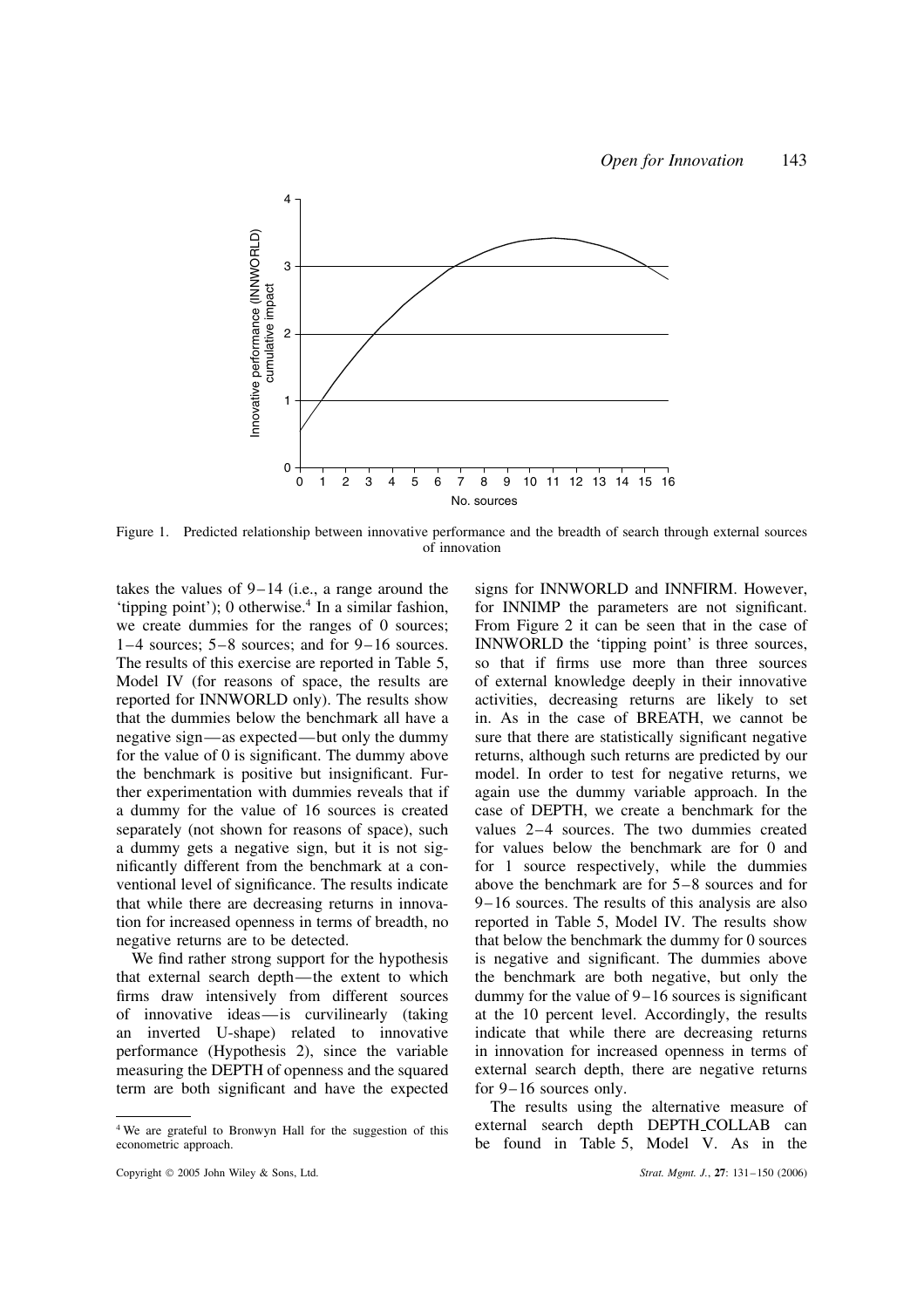Figure 1. Predicted relationship between innovative performance and the breadth of search through external sources of innovation

takes the values of 9–14 (i.e., a range around the 'tipping point'); 0 otherwise.[4] In a similar fashion, we create dummies for the ranges of 0 sources; 1–4 sources; 5–8 sources; and for 9–16 sources. The results of this exercise are reported in Table 5, Model IV (for reasons of space, the results are reported for INNWORLD only). The results show that the dummies below the benchmark all have a negative sign—as expected—but only the dummy for the value of 0 is significant. The dummy above the benchmark is positive but insignificant. Further experimentation with dummies reveals that if a dummy for the value of 16 sources is created separately (not shown for reasons of space), such a dummy gets a negative sign, but it is not significantly different from the benchmark at a conventional level of significance. The results indicate that while there are decreasing returns in innovation for increased openness in terms of breadth, no negative returns are to be detected.

We find rather strong support for the hypothesis that external search depth—the extent to which firms draw intensively from different sources of innovative ideas—is curvilinearly (taking an inverted U-shape) related to innovative performance (Hypothesis 2), since the variable measuring the DEPTH of openness and the squared term are both significant and have the expected signs for INNWORLD and INNFIRM. However, for INNIMP the parameters are not significant. From Figure 2 it can be seen that in the case of INNWORLD the 'tipping point' is three sources, so that if firms use more than three sources of external knowledge deeply in their innovative activities, decreasing returns are likely to set in. As in the case of BREATH, we cannot be sure that there are statistically significant negative returns, although such returns are predicted by our model. In order to test for negative returns, we again use the dummy variable approach. In the case of DEPTH, we create a benchmark for the values 2–4 sources. The two dummies created for values below the benchmark are for 0 and for 1 source respectively, while the dummies above the benchmark are for 5–8 sources and for 9–16 sources. The results of this analysis are also reported in Table 5, Model IV. The results show that below the benchmark the dummy for 0 sources is negative and significant. The dummies above the benchmark are both negative, but only the dummy for the value of 9–16 sources is significant at the 10 percent level. Accordingly, the results indicate that while there are decreasing returns in innovation for increased openness in terms of external search depth, there are negative returns for 9–16 sources only.

The results using the alternative measure of external search depth DEPTH_COLLAB can be found in Table 5, Model V. As in the

[4] We are grateful to Bronwyn Hall for the suggestion of this econometric approach.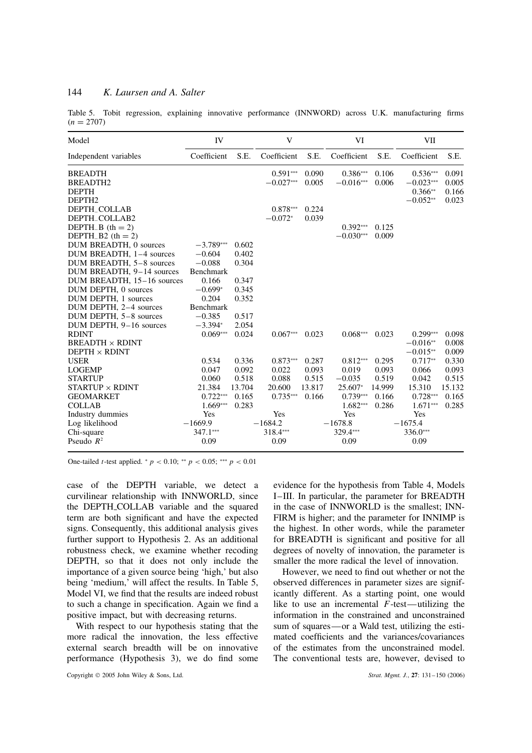Table 5. Tobit regression, explaining innovative performance (INNWORD) across U.K. manufacturing firms ($n = 2707$)

| Model | IV | | V | | VI | | VII | |
|---|---|---|---|---|---|---|---|---|
| Independent variables | Coefficient | S.E. | Coefficient | S.E. | Coefficient | S.E. | Coefficient | S.E. |
| BREADTH | | | $0.591^{***}$ | 0.090 | $0.386^{***}$ | 0.106 | $0.536^{***}$ | 0.091 |
| BREADTH2 | | | $-0.027^{***}$ | 0.005 | $-0.016^{***}$ | 0.006 | $-0.023^{***}$ | 0.005 |
| DEPTH | | | | | | | $0.366^{**}$ | 0.166 |
| DEPTH2 | | | | | | | $-0.052^{**}$ | 0.023 |
| DEPTH_COLLAB | | | $0.878^{***}$ | 0.224 | | | | |
| DEPTH_COLLAB2 | | | $-0.072^{*}$ | 0.039 | | | | |
| DEPTH_B (th = 2) | | | | | $0.392^{***}$ | 0.125 | | |
| DEPTH_B2 (th = 2) | | | | | $-0.030^{***}$ | 0.009 | | |
| DUM BREADTH, 0 sources | $-3.789^{***}$ | 0.602 | | | | | | |
| DUM BREADTH, 1–4 sources | $-0.604$ | 0.402 | | | | | | |
| DUM BREADTH, 5–8 sources | $-0.088$ | 0.304 | | | | | | |
| DUM BREADTH, 9–14 sources | Benchmark | | | | | | | |
| DUM BREADTH, 15–16 sources | 0.166 | 0.347 | | | | | | |
| DUM DEPTH, 0 sources | $-0.699^{*}$ | 0.345 | | | | | | |
| DUM DEPTH, 1 sources | 0.204 | 0.352 | | | | | | |
| DUM DEPTH, 2–4 sources | Benchmark | | | | | | | |
| DUM DEPTH, 5–8 sources | $-0.385$ | 0.517 | | | | | | |
| DUM DEPTH, 9–16 sources | $-3.394^{*}$ | 2.054 | | | | | | |
| RDINT | $0.069^{***}$ | 0.024 | $0.067^{***}$ | 0.023 | $0.068^{***}$ | 0.023 | $0.299^{***}$ | 0.098 |
| BREADTH × RDINT | | | | | | | $-0.016^{**}$ | 0.008 |
| DEPTH × RDINT | | | | | | | $-0.015^{**}$ | 0.009 |
| USER | 0.534 | 0.336 | $0.873^{***}$ | 0.287 | $0.812^{***}$ | 0.295 | $0.717^{**}$ | 0.330 |
| LOGEMP | 0.047 | 0.092 | 0.022 | 0.093 | 0.019 | 0.093 | 0.066 | 0.093 |
| STARTUP | 0.060 | 0.518 | 0.088 | 0.515 | $-0.035$ | 0.519 | 0.042 | 0.515 |
| STARTUP × RDINT | 21.384 | 13.704 | 20.600 | 13.817 | $25.607^{*}$ | 14.999 | 15.310 | 15.132 |
| GEOMARKET | $0.722^{***}$ | 0.165 | $0.735^{***}$ | 0.166 | $0.739^{***}$ | 0.166 | $0.728^{***}$ | 0.165 |
| COLLAB | $1.669^{***}$ | 0.283 | | | $1.682^{***}$ | 0.286 | $1.671^{***}$ | 0.285 |
| Industry dummies | Yes | | Yes | | Yes | | Yes | |
| Log likelihood | $-1669.9$ | | $-1684.2$ | | $-1678.8$ | | $-1675.4$ | |
| Chi-square | $347.1^{***}$ | | $318.4^{***}$ | | $329.4^{***}$ | | $336.0^{***}$ | |
| Pseudo $R^2$ | 0.09 | | 0.09 | | 0.09 | | 0.09 | |

One-tailed $t$-test applied. $^{*}$ $p < 0.10$; $^{**}$ $p < 0.05$; $^{***}$ $p < 0.01$

case of the DEPTH variable, we detect a curvilinear relationship with INNWORLD, since the DEPTH_COLLAB variable and the squared term are both significant and have the expected signs. Consequently, this additional analysis gives further support to Hypothesis 2. As an additional robustness check, we examine whether recoding DEPTH, so that it does not only include the importance of a given source being 'high,' but also being 'medium,' will affect the results. In Table 5, Model VI, we find that the results are indeed robust to such a change in specification. Again we find a positive impact, but with decreasing returns.

With respect to our hypothesis stating that the more radical the innovation, the less effective external search breadth will be on innovative performance (Hypothesis 3), we do find some evidence for the hypothesis from Table 4, Models I–III. In particular, the parameter for BREADTH in the case of INNWORLD is the smallest; INNFIRM is higher; and the parameter for INNIMP is the highest. In other words, while the parameter for BREADTH is significant and positive for all degrees of novelty of innovation, the parameter is smaller the more radical the level of innovation.

However, we need to find out whether or not the observed differences in parameter sizes are significantly different. As a starting point, one would like to use an incremental $F$-test—utilizing the information in the constrained and unconstrained sum of squares—or a Wald test, utilizing the estimated coefficients and the variances/covariances of the estimates from the unconstrained model. The conventional tests are, however, devised to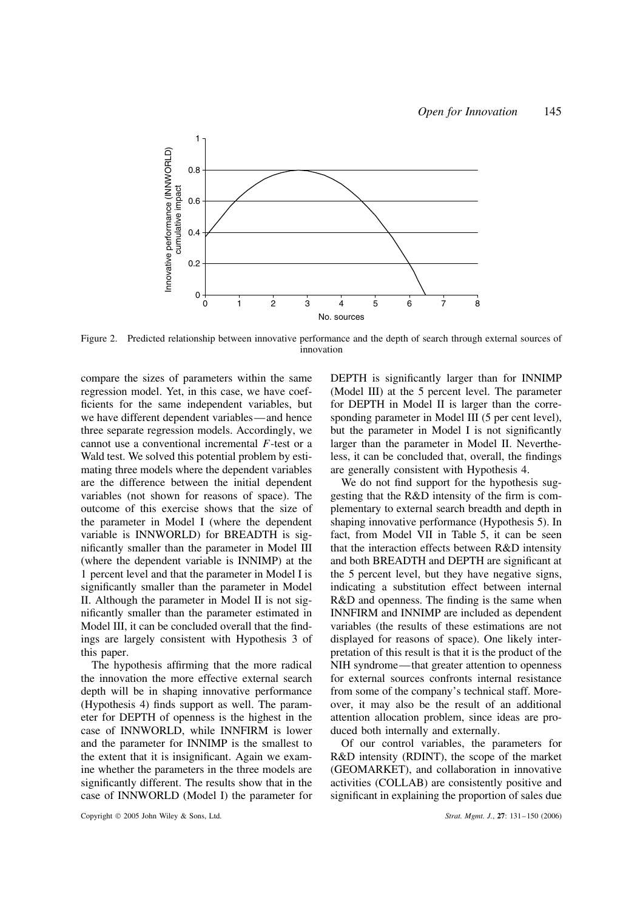Figure 2. Predicted relationship between innovative performance and the depth of search through external sources of innovation

compare the sizes of parameters within the same regression model. Yet, in this case, we have coefficients for the same independent variables, but we have different dependent variables—and hence three separate regression models. Accordingly, we cannot use a conventional incremental $F$-test or a Wald test. We solved this potential problem by estimating three models where the dependent variables are the difference between the initial dependent variables (not shown for reasons of space). The outcome of this exercise shows that the size of the parameter in Model I (where the dependent variable is INNWORLD) for BREADTH is significantly smaller than the parameter in Model III (where the dependent variable is INNIMP) at the 1 percent level and that the parameter in Model I is significantly smaller than the parameter in Model II. Although the parameter in Model II is not significantly smaller than the parameter estimated in Model III, it can be concluded overall that the findings are largely consistent with Hypothesis 3 of this paper.

The hypothesis affirming that the more radical the innovation the more effective external search depth will be in shaping innovative performance (Hypothesis 4) finds support as well. The parameter for DEPTH of openness is the highest in the case of INNWORLD, while INNFIRM is lower and the parameter for INNIMP is the smallest to the extent that it is insignificant. Again we examine whether the parameters in the three models are significantly different. The results show that in the case of INNWORLD (Model I) the parameter for DEPTH is significantly larger than for INNIMP (Model III) at the 5 percent level. The parameter for DEPTH in Model II is larger than the corresponding parameter in Model III (5 per cent level), but the parameter in Model I is not significantly larger than the parameter in Model II. Nevertheless, it can be concluded that, overall, the findings are generally consistent with Hypothesis 4.

We do not find support for the hypothesis suggesting that the R&D intensity of the firm is complementary to external search breadth and depth in shaping innovative performance (Hypothesis 5). In fact, from Model VII in Table 5, it can be seen that the interaction effects between R&D intensity and both BREADTH and DEPTH are significant at the 5 percent level, but they have negative signs, indicating a substitution effect between internal R&D and openness. The finding is the same when INNFIRM and INNIMP are included as dependent variables (the results of these estimations are not displayed for reasons of space). One likely interpretation of this result is that it is the product of the NIH syndrome—that greater attention to openness for external sources confronts internal resistance from some of the company's technical staff. Moreover, it may also be the result of an additional attention allocation problem, since ideas are produced both internally and externally.

Of our control variables, the parameters for R&D intensity (RDINT), the scope of the market (GEOMARKET), and collaboration in innovative activities (COLLAB) are consistently positive and significant in explaining the proportion of sales due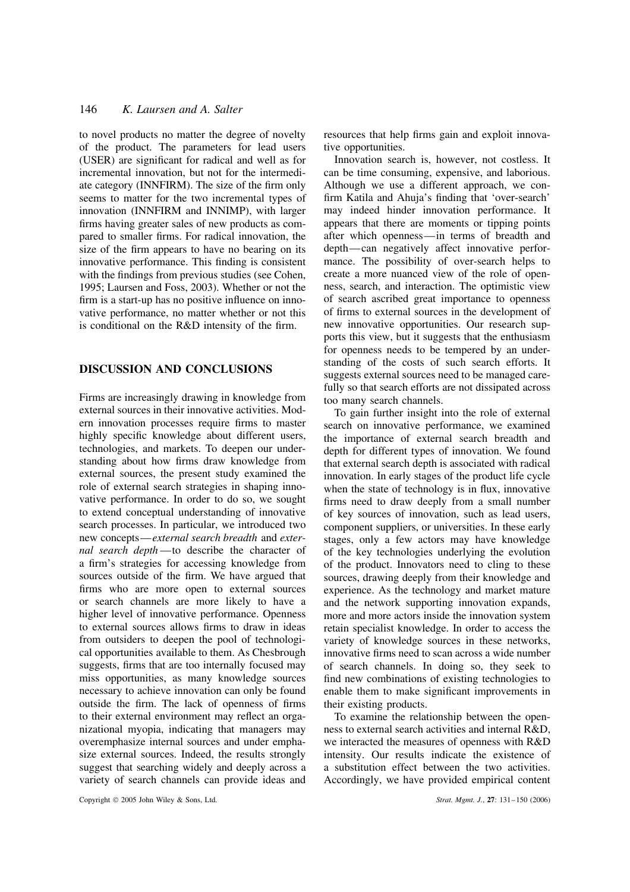to novel products no matter the degree of novelty of the product. The parameters for lead users (USER) are significant for radical and well as for incremental innovation, but not for the intermediate category (INNFIRM). The size of the firm only seems to matter for the two incremental types of innovation (INNFIRM and INNIMP), with larger firms having greater sales of new products as compared to smaller firms. For radical innovation, the size of the firm appears to have no bearing on its innovative performance. This finding is consistent with the findings from previous studies (see Cohen, 1995; Laursen and Foss, 2003). Whether or not the firm is a start-up has no positive influence on innovative performance, no matter whether or not this is conditional on the R&D intensity of the firm.

## DISCUSSION AND CONCLUSIONS

Firms are increasingly drawing in knowledge from external sources in their innovative activities. Modern innovation processes require firms to master highly specific knowledge about different users, technologies, and markets. To deepen our understanding about how firms draw knowledge from external sources, the present study examined the role of external search strategies in shaping innovative performance. In order to do so, we sought to extend conceptual understanding of innovative search processes. In particular, we introduced two new concepts—*external search breadth* and *external search depth*—to describe the character of a firm's strategies for accessing knowledge from sources outside of the firm. We have argued that firms who are more open to external sources or search channels are more likely to have a higher level of innovative performance. Openness to external sources allows firms to draw in ideas from outsiders to deepen the pool of technological opportunities available to them. As Chesbrough suggests, firms that are too internally focused may miss opportunities, as many knowledge sources necessary to achieve innovation can only be found outside the firm. The lack of openness of firms to their external environment may reflect an organizational myopia, indicating that managers may overemphasize internal sources and under emphasize external sources. Indeed, the results strongly suggest that searching widely and deeply across a variety of search channels can provide ideas and resources that help firms gain and exploit innovative opportunities.

Innovation search is, however, not costless. It can be time consuming, expensive, and laborious. Although we use a different approach, we confirm Katila and Ahuja's finding that 'over-search' may indeed hinder innovation performance. It appears that there are moments or tipping points after which openness—in terms of breadth and depth—can negatively affect innovative performance. The possibility of over-search helps to create a more nuanced view of the role of openness, search, and interaction. The optimistic view of search ascribed great importance to openness of firms to external sources in the development of new innovative opportunities. Our research supports this view, but it suggests that the enthusiasm for openness needs to be tempered by an understanding of the costs of such search efforts. It suggests external sources need to be managed carefully so that search efforts are not dissipated across too many search channels.

To gain further insight into the role of external search on innovative performance, we examined the importance of external search breadth and depth for different types of innovation. We found that external search depth is associated with radical innovation. In early stages of the product life cycle when the state of technology is in flux, innovative firms need to draw deeply from a small number of key sources of innovation, such as lead users, component suppliers, or universities. In these early stages, only a few actors may have knowledge of the key technologies underlying the evolution of the product. Innovators need to cling to these sources, drawing deeply from their knowledge and experience. As the technology and market mature and the network supporting innovation expands, more and more actors inside the innovation system retain specialist knowledge. In order to access the variety of knowledge sources in these networks, innovative firms need to scan across a wide number of search channels. In doing so, they seek to find new combinations of existing technologies to enable them to make significant improvements in their existing products.

To examine the relationship between the openness to external search activities and internal R&D, we interacted the measures of openness with R&D intensity. Our results indicate the existence of a substitution effect between the two activities. Accordingly, we have provided empirical content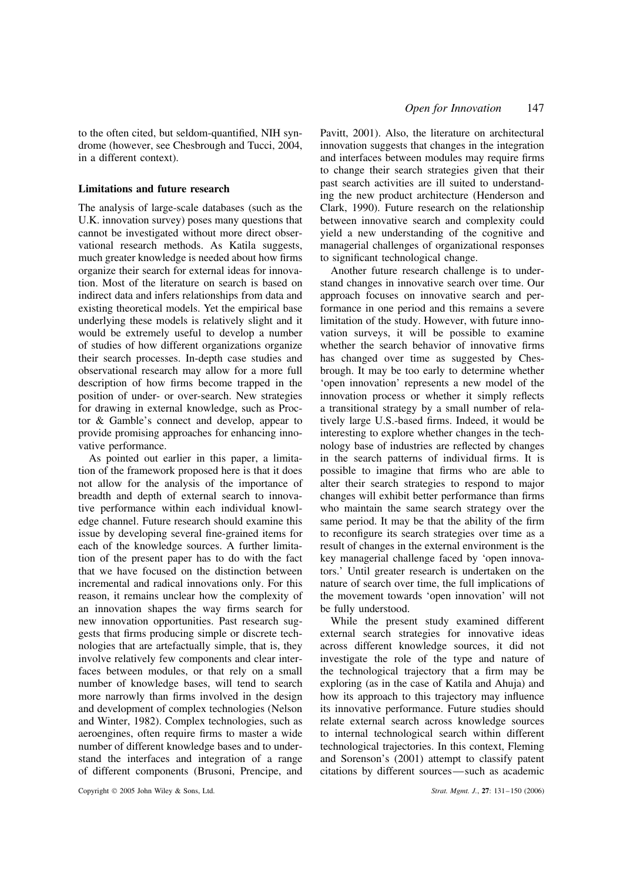to the often cited, but seldom-quantified, NIH syndrome (however, see Chesbrough and Tucci, 2004, in a different context).

### Limitations and future research

The analysis of large-scale databases (such as the U.K. innovation survey) poses many questions that cannot be investigated without more direct observational research methods. As Katila suggests, much greater knowledge is needed about how firms organize their search for external ideas for innovation. Most of the literature on search is based on indirect data and infers relationships from data and existing theoretical models. Yet the empirical base underlying these models is relatively slight and it would be extremely useful to develop a number of studies of how different organizations organize their search processes. In-depth case studies and observational research may allow for a more full description of how firms become trapped in the position of under- or over-search. New strategies for drawing in external knowledge, such as Proctor & Gamble's connect and develop, appear to provide promising approaches for enhancing innovative performance.

As pointed out earlier in this paper, a limitation of the framework proposed here is that it does not allow for the analysis of the importance of breadth and depth of external search to innovative performance within each individual knowledge channel. Future research should examine this issue by developing several fine-grained items for each of the knowledge sources. A further limitation of the present paper has to do with the fact that we have focused on the distinction between incremental and radical innovations only. For this reason, it remains unclear how the complexity of an innovation shapes the way firms search for new innovation opportunities. Past research suggests that firms producing simple or discrete technologies that are artefactually simple, that is, they involve relatively few components and clear interfaces between modules, or that rely on a small number of knowledge bases, will tend to search more narrowly than firms involved in the design and development of complex technologies (Nelson and Winter, 1982). Complex technologies, such as aeroengines, often require firms to master a wide number of different knowledge bases and to understand the interfaces and integration of a range of different components (Brusoni, Prencipe, and Pavitt, 2001). Also, the literature on architectural innovation suggests that changes in the integration and interfaces between modules may require firms to change their search strategies given that their past search activities are ill suited to understanding the new product architecture (Henderson and Clark, 1990). Future research on the relationship between innovative search and complexity could yield a new understanding of the cognitive and managerial challenges of organizational responses to significant technological change.

Another future research challenge is to understand changes in innovative search over time. Our approach focuses on innovative search and performance in one period and this remains a severe limitation of the study. However, with future innovation surveys, it will be possible to examine whether the search behavior of innovative firms has changed over time as suggested by Chesbrough. It may be too early to determine whether 'open innovation' represents a new model of the innovation process or whether it simply reflects a transitional strategy by a small number of relatively large U.S.-based firms. Indeed, it would be interesting to explore whether changes in the technology base of industries are reflected by changes in the search patterns of individual firms. It is possible to imagine that firms who are able to alter their search strategies to respond to major changes will exhibit better performance than firms who maintain the same search strategy over the same period. It may be that the ability of the firm to reconfigure its search strategies over time as a result of changes in the external environment is the key managerial challenge faced by 'open innovators.' Until greater research is undertaken on the nature of search over time, the full implications of the movement towards 'open innovation' will not be fully understood.

While the present study examined different external search strategies for innovative ideas across different knowledge sources, it did not investigate the role of the type and nature of the technological trajectory that a firm may be exploring (as in the case of Katila and Ahuja) and how its approach to this trajectory may influence its innovative performance. Future studies should relate external search across knowledge sources to internal technological search within different technological trajectories. In this context, Fleming and Sorenson's (2001) attempt to classify patent citations by different sources—such as academic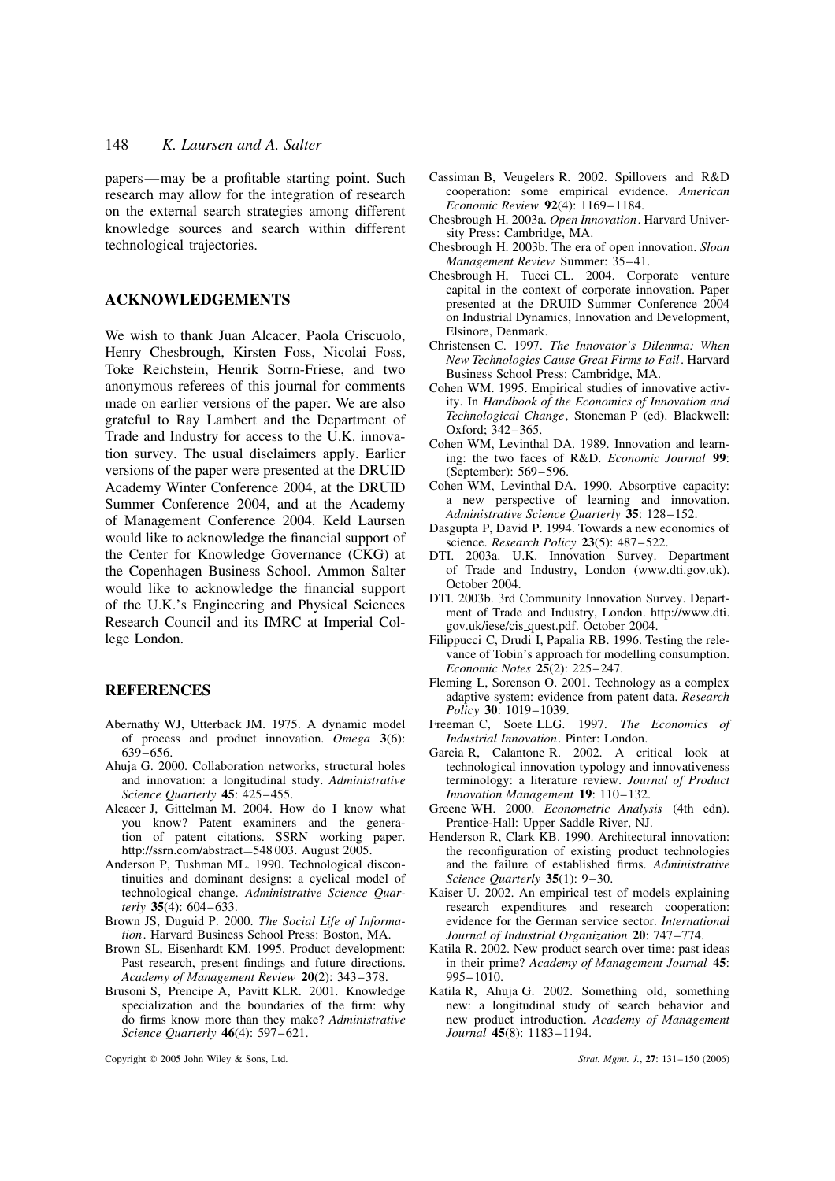papers—may be a profitable starting point. Such research may allow for the integration of research on the external search strategies among different knowledge sources and search within different technological trajectories.

## ACKNOWLEDGEMENTS

We wish to thank Juan Alcacer, Paola Criscuolo, Henry Chesbrough, Kirsten Foss, Nicolai Foss, Toke Reichstein, Henrik Sorrn-Friese, and two anonymous referees of this journal for comments made on earlier versions of the paper. We are also grateful to Ray Lambert and the Department of Trade and Industry for access to the U.K. innovation survey. The usual disclaimers apply. Earlier versions of the paper were presented at the DRUID Academy Winter Conference 2004, at the DRUID Summer Conference 2004, and at the Academy of Management Conference 2004. Keld Laursen would like to acknowledge the financial support of the Center for Knowledge Governance (CKG) at the Copenhagen Business School. Ammon Salter would like to acknowledge the financial support of the U.K.'s Engineering and Physical Sciences Research Council and its IMRC at Imperial College London.

## REFERENCES

Abernathy WJ, Utterback JM. 1975. A dynamic model of process and product innovation. *Omega* **3**(6): 639–656.

Ahuja G. 2000. Collaboration networks, structural holes and innovation: a longitudinal study. *Administrative Science Quarterly* **45**: 425–455.

Alcacer J, Gittelman M. 2004. How do I know what you know? Patent examiners and the generation of patent citations. SSRN working paper. http://ssrn.com/abstract=548 003. August 2005.

Anderson P, Tushman ML. 1990. Technological discontinuities and dominant designs: a cyclical model of technological change. *Administrative Science Quarterly* **35**(4): 604–633.

Brown JS, Duguid P. 2000. *The Social Life of Information*. Harvard Business School Press: Boston, MA.

Brown SL, Eisenhardt KM. 1995. Product development: Past research, present findings and future directions. *Academy of Management Review* **20**(2): 343–378.

Brusoni S, Prencipe A, Pavitt KLR. 2001. Knowledge specialization and the boundaries of the firm: why do firms know more than they make? *Administrative Science Quarterly* **46**(4): 597–621.

Cassiman B, Veugelers R. 2002. Spillovers and R&D cooperation: some empirical evidence. *American Economic Review* **92**(4): 1169–1184.

Chesbrough H. 2003a. *Open Innovation*. Harvard University Press: Cambridge, MA.

Chesbrough H. 2003b. The era of open innovation. *Sloan Management Review* Summer: 35–41.

Chesbrough H, Tucci CL. 2004. Corporate venture capital in the context of corporate innovation. Paper presented at the DRUID Summer Conference 2004 on Industrial Dynamics, Innovation and Development, Elsinore, Denmark.

Christensen C. 1997. *The Innovator's Dilemma: When New Technologies Cause Great Firms to Fail*. Harvard Business School Press: Cambridge, MA.

Cohen WM. 1995. Empirical studies of innovative activity. In *Handbook of the Economics of Innovation and Technological Change*, Stoneman P (ed). Blackwell: Oxford; 342–365.

Cohen WM, Levinthal DA. 1989. Innovation and learning: the two faces of R&D. *Economic Journal* **99**: (September): 569–596.

Cohen WM, Levinthal DA. 1990. Absorptive capacity: a new perspective of learning and innovation. *Administrative Science Quarterly* **35**: 128–152.

Dasgupta P, David P. 1994. Towards a new economics of science. *Research Policy* **23**(5): 487–522.

DTI. 2003a. U.K. Innovation Survey. Department of Trade and Industry, London (www.dti.gov.uk). October 2004.

DTI. 2003b. 3rd Community Innovation Survey. Department of Trade and Industry, London. http://www.dti.gov.uk/iese/cis_quest.pdf. October 2004.

Filippucci C, Drudi I, Papalia RB. 1996. Testing the relevance of Tobin's approach for modelling consumption. *Economic Notes* **25**(2): 225–247.

Fleming L, Sorenson O. 2001. Technology as a complex adaptive system: evidence from patent data. *Research Policy* **30**: 1019–1039.

Freeman C, Soete LLG. 1997. *The Economics of Industrial Innovation*. Pinter: London.

Garcia R, Calantone R. 2002. A critical look at technological innovation typology and innovativeness terminology: a literature review. *Journal of Product Innovation Management* **19**: 110–132.

Greene WH. 2000. *Econometric Analysis* (4th edn). Prentice-Hall: Upper Saddle River, NJ.

Henderson R, Clark KB. 1990. Architectural innovation: the reconfiguration of existing product technologies and the failure of established firms. *Administrative Science Quarterly* **35**(1): 9–30.

Kaiser U. 2002. An empirical test of models explaining research expenditures and research cooperation: evidence for the German service sector. *International Journal of Industrial Organization* **20**: 747–774.

Katila R. 2002. New product search over time: past ideas in their prime? *Academy of Management Journal* **45**: 995–1010.

Katila R, Ahuja G. 2002. Something old, something new: a longitudinal study of search behavior and new product introduction. *Academy of Management Journal* **45**(8): 1183–1194.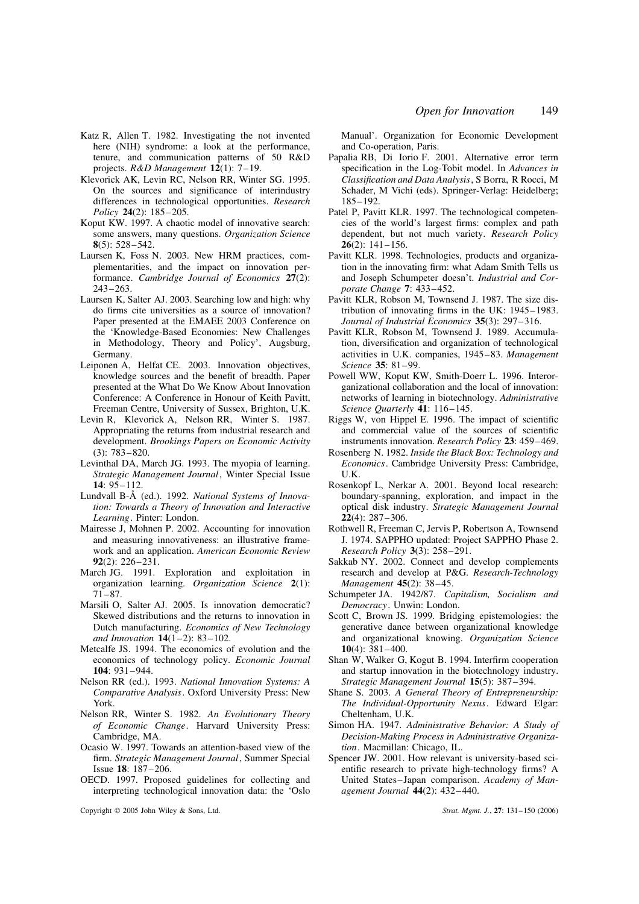Katz R, Allen T. 1982. Investigating the not invented here (NIH) syndrome: a look at the performance, tenure, and communication patterns of 50 R&D projects. *R&D Management* **12**(1): 7–19.

Klevorick AK, Levin RC, Nelson RR, Winter SG. 1995. On the sources and significance of interindustry differences in technological opportunities. *Research Policy* **24**(2): 185–205.

Koput KW. 1997. A chaotic model of innovative search: some answers, many questions. *Organization Science* **8**(5): 528–542.

Laursen K, Foss N. 2003. New HRM practices, complementarities, and the impact on innovation performance. *Cambridge Journal of Economics* **27**(2): 243–263.

Laursen K, Salter AJ. 2003. Searching low and high: why do firms cite universities as a source of innovation? Paper presented at the EMAEE 2003 Conference on the 'Knowledge-Based Economies: New Challenges in Methodology, Theory and Policy', Augsburg, Germany.

Leiponen A, Helfat CE. 2003. Innovation objectives, knowledge sources and the benefit of breadth. Paper presented at the What Do We Know About Innovation Conference: A Conference in Honour of Keith Pavitt, Freeman Centre, University of Sussex, Brighton, U.K.

Levin R, Klevorick A, Nelson RR, Winter S. 1987. Appropriating the returns from industrial research and development. *Brookings Papers on Economic Activity* (3): 783–820.

Levinthal DA, March JG. 1993. The myopia of learning. *Strategic Management Journal*, Winter Special Issue **14**: 95–112.

Lundvall B-Å (ed.). 1992. *National Systems of Innovation: Towards a Theory of Innovation and Interactive Learning*. Pinter: London.

Mairesse J, Mohnen P. 2002. Accounting for innovation and measuring innovativeness: an illustrative framework and an application. *American Economic Review* **92**(2): 226–231.

March JG. 1991. Exploration and exploitation in organization learning. *Organization Science* **2**(1): 71–87.

Marsili O, Salter AJ. 2005. Is innovation democratic? Skewed distributions and the returns to innovation in Dutch manufacturing. *Economics of New Technology and Innovation* **14**(1–2): 83–102.

Metcalfe JS. 1994. The economics of evolution and the economics of technology policy. *Economic Journal* **104**: 931–944.

Nelson RR (ed.). 1993. *National Innovation Systems: A Comparative Analysis*. Oxford University Press: New York.

Nelson RR, Winter S. 1982. *An Evolutionary Theory of Economic Change*. Harvard University Press: Cambridge, MA.

Ocasio W. 1997. Towards an attention-based view of the firm. *Strategic Management Journal*, Summer Special Issue **18**: 187–206.

OECD. 1997. Proposed guidelines for collecting and interpreting technological innovation data: the 'Oslo Manual'. Organization for Economic Development and Co-operation, Paris.

Papalia RB, Di Iorio F. 2001. Alternative error term specification in the Log-Tobit model. In *Advances in Classification and Data Analysis*, S Borra, R Rocci, M Schader, M Vichi (eds). Springer-Verlag: Heidelberg; 185–192.

Patel P, Pavitt KLR. 1997. The technological competencies of the world's largest firms: complex and path dependent, but not much variety. *Research Policy* **26**(2): 141–156.

Pavitt KLR. 1998. Technologies, products and organization in the innovating firm: what Adam Smith Tells us and Joseph Schumpeter doesn't. *Industrial and Corporate Change* **7**: 433–452.

Pavitt KLR, Robson M, Townsend J. 1987. The size distribution of innovating firms in the UK: 1945–1983. *Journal of Industrial Economics* **35**(3): 297–316.

Pavitt KLR, Robson M, Townsend J. 1989. Accumulation, diversification and organization of technological activities in U.K. companies, 1945–83. *Management Science* **35**: 81–99.

Powell WW, Koput KW, Smith-Doerr L. 1996. Interorganizational collaboration and the local of innovation: networks of learning in biotechnology. *Administrative Science Quarterly* **41**: 116–145.

Riggs W, von Hippel E. 1996. The impact of scientific and commercial value of the sources of scientific instruments innovation. *Research Policy* **23**: 459–469.

Rosenberg N. 1982. *Inside the Black Box: Technology and Economics*. Cambridge University Press: Cambridge, U.K.

Rosenkopf L, Nerkar A. 2001. Beyond local research: boundary-spanning, exploration, and impact in the optical disk industry. *Strategic Management Journal* **22**(4): 287–306.

Rothwell R, Freeman C, Jervis P, Robertson A, Townsend J. 1974. SAPPHO updated: Project SAPPHO Phase 2. *Research Policy* **3**(3): 258–291.

Sakkab NY. 2002. Connect and develop complements research and develop at P&G. *Research-Technology Management* **45**(2): 38–45.

Schumpeter JA. 1942/87. *Capitalism, Socialism and Democracy*. Unwin: London.

Scott C, Brown JS. 1999. Bridging epistemologies: the generative dance between organizational knowledge and organizational knowing. *Organization Science* **10**(4): 381–400.

Shan W, Walker G, Kogut B. 1994. Interfirm cooperation and startup innovation in the biotechnology industry. *Strategic Management Journal* **15**(5): 387–394.

Shane S. 2003. *A General Theory of Entrepreneurship: The Individual-Opportunity Nexus*. Edward Elgar: Cheltenham, U.K.

Simon HA. 1947. *Administrative Behavior: A Study of Decision-Making Process in Administrative Organization*. Macmillan: Chicago, IL.

Spencer JW. 2001. How relevant is university-based scientific research to private high-technology firms? A United States–Japan comparison. *Academy of Management Journal* **44**(2): 432–440.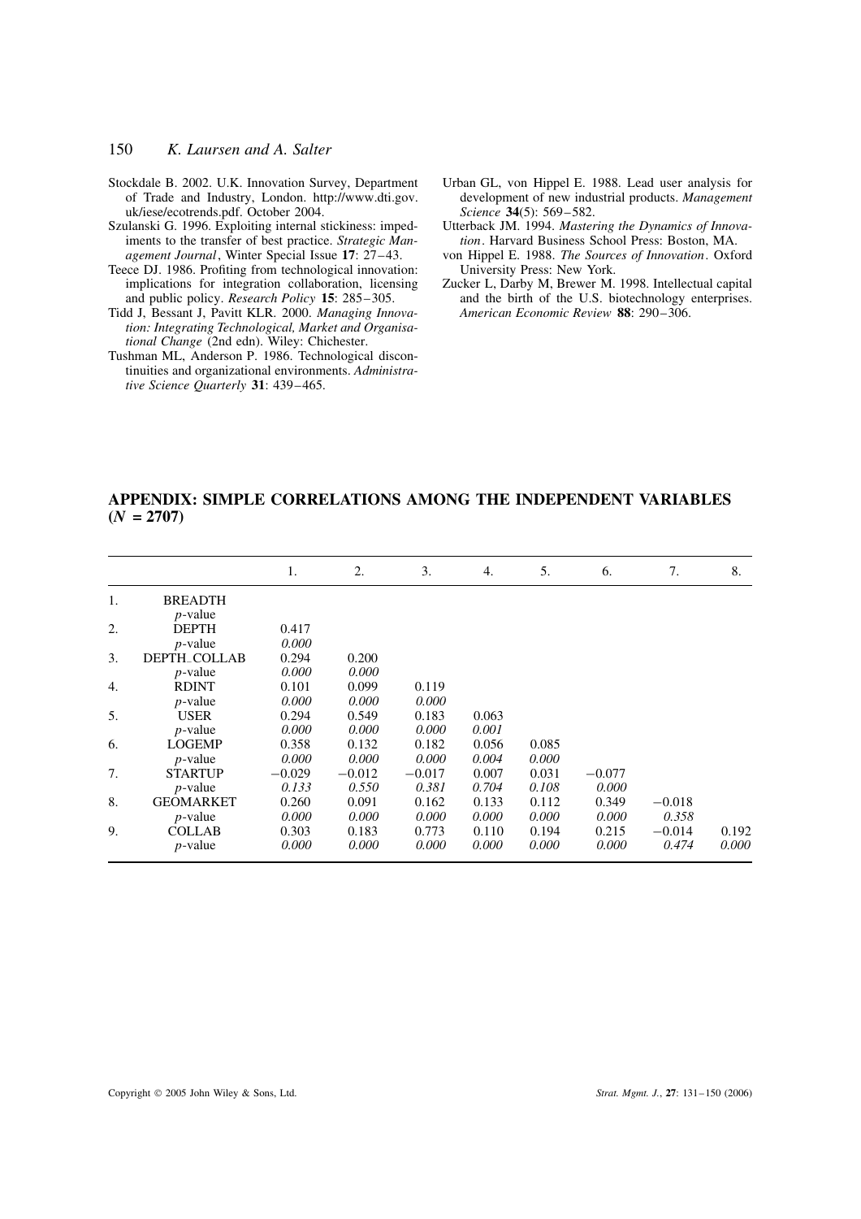Stockdale B. 2002. U.K. Innovation Survey, Department of Trade and Industry, London. http://www.dti.gov.uk/iese/ecotrends.pdf. October 2004.

Szulanski G. 1996. Exploiting internal stickiness: impediments to the transfer of best practice. *Strategic Management Journal*, Winter Special Issue **17**: 27–43.

Teece DJ. 1986. Profiting from technological innovation: implications for integration collaboration, licensing and public policy. *Research Policy* **15**: 285–305.

Tidd J, Bessant J, Pavitt KLR. 2000. *Managing Innovation: Integrating Technological, Market and Organisational Change* (2nd edn). Wiley: Chichester.

Tushman ML, Anderson P. 1986. Technological discontinuities and organizational environments. *Administrative Science Quarterly* **31**: 439–465.

Urban GL, von Hippel E. 1988. Lead user analysis for development of new industrial products. *Management Science* **34**(5): 569–582.

Utterback JM. 1994. *Mastering the Dynamics of Innovation*. Harvard Business School Press: Boston, MA.

von Hippel E. 1988. *The Sources of Innovation*. Oxford University Press: New York.

Zucker L, Darby M, Brewer M. 1998. Intellectual capital and the birth of the U.S. biotechnology enterprises. *American Economic Review* **88**: 290–306.

## APPENDIX: SIMPLE CORRELATIONS AMONG THE INDEPENDENT VARIABLES ($N = 2707$)

| | | 1. | 2. | 3. | 4. | 5. | 6. | 7. | 8. |
|---|---|---|---|---|---|---|---|---|---|
| 1. | BREADTH | | | | | | | | |
| | *p*-value | | | | | | | | |
| 2. | DEPTH | 0.417 | | | | | | | |
| | *p*-value | *0.000* | | | | | | | |
| 3. | DEPTH_COLLAB | 0.294 | 0.200 | | | | | | |
| | *p*-value | *0.000* | *0.000* | | | | | | |
| 4. | RDINT | 0.101 | 0.099 | 0.119 | | | | | |
| | *p*-value | *0.000* | *0.000* | *0.000* | | | | | |
| 5. | USER | 0.294 | 0.549 | 0.183 | 0.063 | | | | |
| | *p*-value | *0.000* | *0.000* | *0.000* | *0.001* | | | | |
| 6. | LOGEMP | 0.358 | 0.132 | 0.182 | 0.056 | 0.085 | | | |
| | *p*-value | *0.000* | *0.000* | *0.000* | *0.004* | *0.000* | | | |
| 7. | STARTUP | −0.029 | −0.012 | −0.017 | 0.007 | 0.031 | −0.077 | | |
| | *p*-value | *0.133* | *0.550* | *0.381* | *0.704* | *0.108* | *0.000* | | |
| 8. | GEOMARKET | 0.260 | 0.091 | 0.162 | 0.133 | 0.112 | 0.349 | −0.018 | |
| | *p*-value | *0.000* | *0.000* | *0.000* | *0.000* | *0.000* | *0.000* | *0.358* | |
| 9. | COLLAB | 0.303 | 0.183 | 0.773 | 0.110 | 0.194 | 0.215 | −0.014 | 0.192 |
| | *p*-value | *0.000* | *0.000* | *0.000* | *0.000* | *0.000* | *0.000* | *0.474* | *0.000* |